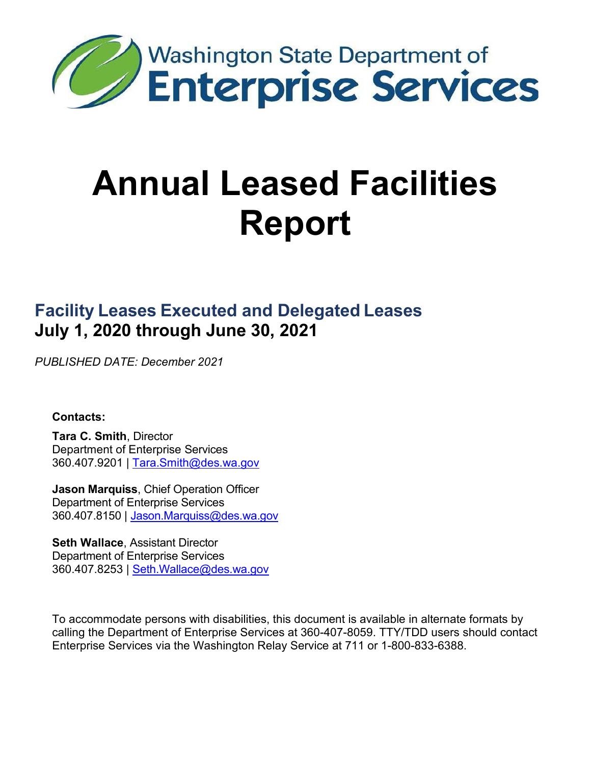Washington State Department of

Enterprise Services

# Annual Leased Facilities Report

## Facility Leases Executed and Delegated Leases
## July 1, 2020 through June 30, 2021

*PUBLISHED DATE: December 2021*

**Contacts:**

**Tara C. Smith**, Director
Department of Enterprise Services
360.407.9201 | Tara.Smith@des.wa.gov

**Jason Marquiss**, Chief Operation Officer
Department of Enterprise Services
360.407.8150 | Jason.Marquiss@des.wa.gov

**Seth Wallace**, Assistant Director
Department of Enterprise Services
360.407.8253 | Seth.Wallace@des.wa.gov

To accommodate persons with disabilities, this document is available in alternate formats by calling the Department of Enterprise Services at 360-407-8059. TTY/TDD users should contact Enterprise Services via the Washington Relay Service at 711 or 1-800-833-6388.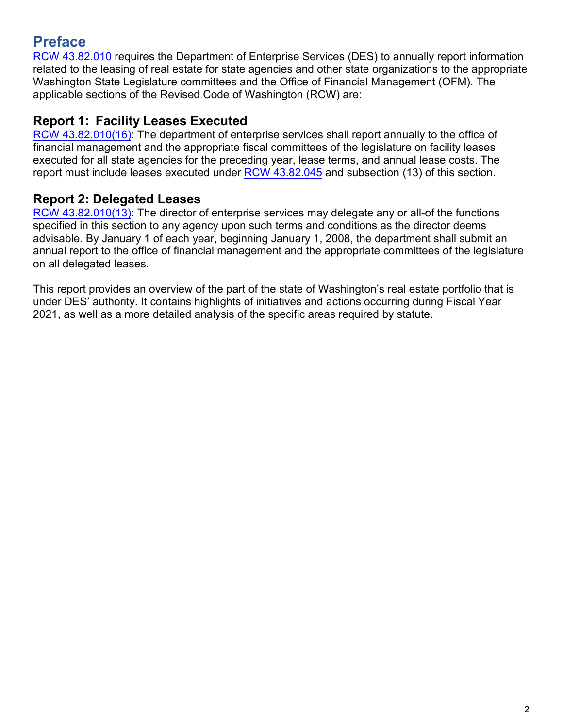# Preface

RCW 43.82.010 requires the Department of Enterprise Services (DES) to annually report information related to the leasing of real estate for state agencies and other state organizations to the appropriate Washington State Legislature committees and the Office of Financial Management (OFM). The applicable sections of the Revised Code of Washington (RCW) are:

## Report 1: Facility Leases Executed

RCW 43.82.010(16): The department of enterprise services shall report annually to the office of financial management and the appropriate fiscal committees of the legislature on facility leases executed for all state agencies for the preceding year, lease terms, and annual lease costs. The report must include leases executed under RCW 43.82.045 and subsection (13) of this section.

## Report 2: Delegated Leases

RCW 43.82.010(13): The director of enterprise services may delegate any or all-of the functions specified in this section to any agency upon such terms and conditions as the director deems advisable. By January 1 of each year, beginning January 1, 2008, the department shall submit an annual report to the office of financial management and the appropriate committees of the legislature on all delegated leases.

This report provides an overview of the part of the state of Washington's real estate portfolio that is under DES' authority. It contains highlights of initiatives and actions occurring during Fiscal Year 2021, as well as a more detailed analysis of the specific areas required by statute.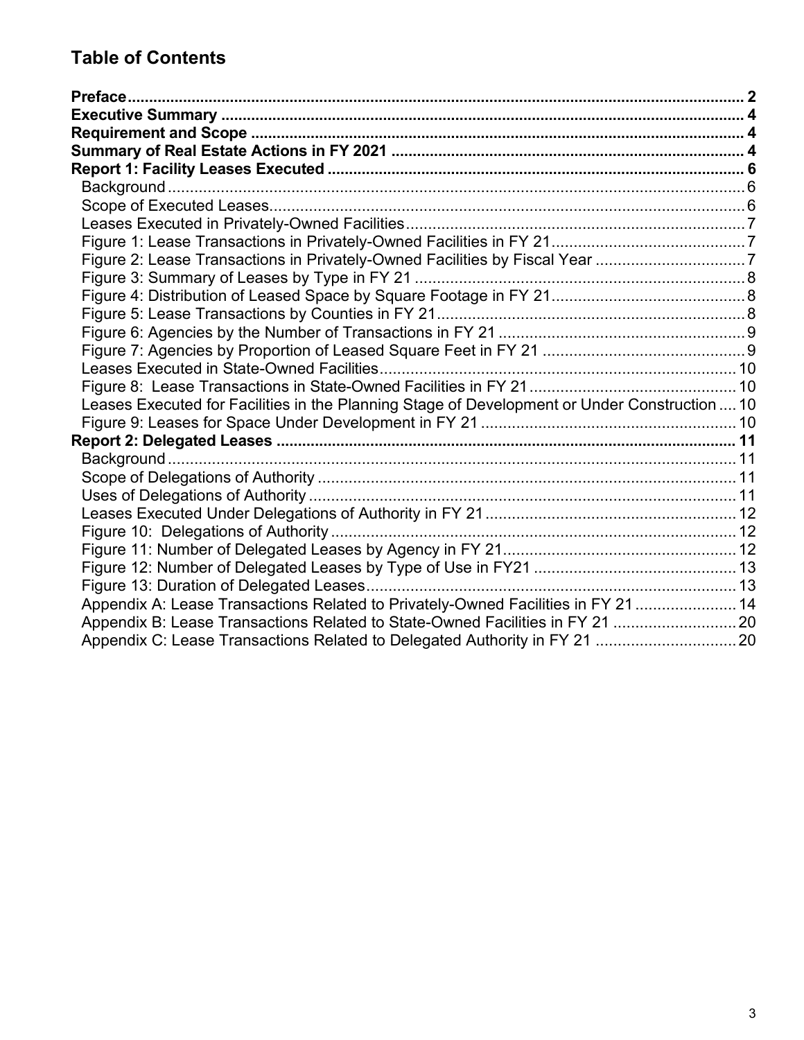## Table of Contents

**Preface** ..... 2
**Executive Summary** ..... 4
**Requirement and Scope** ..... 4
**Summary of Real Estate Actions in FY 2021** ..... 4
**Report 1: Facility Leases Executed** ..... 6
- Background ..... 6
- Scope of Executed Leases ..... 6
- Leases Executed in Privately-Owned Facilities ..... 7
- Figure 1: Lease Transactions in Privately-Owned Facilities in FY 21 ..... 7
- Figure 2: Lease Transactions in Privately-Owned Facilities by Fiscal Year ..... 7
- Figure 3: Summary of Leases by Type in FY 21 ..... 8
- Figure 4: Distribution of Leased Space by Square Footage in FY 21 ..... 8
- Figure 5: Lease Transactions by Counties in FY 21 ..... 8
- Figure 6: Agencies by the Number of Transactions in FY 21 ..... 9
- Figure 7: Agencies by Proportion of Leased Square Feet in FY 21 ..... 9
- Leases Executed in State-Owned Facilities ..... 10
- Figure 8: Lease Transactions in State-Owned Facilities in FY 21 ..... 10
- Leases Executed for Facilities in the Planning Stage of Development or Under Construction ..... 10
- Figure 9: Leases for Space Under Development in FY 21 ..... 10

**Report 2: Delegated Leases** ..... 11
- Background ..... 11
- Scope of Delegations of Authority ..... 11
- Uses of Delegations of Authority ..... 11
- Leases Executed Under Delegations of Authority in FY 21 ..... 12
- Figure 10: Delegations of Authority ..... 12
- Figure 11: Number of Delegated Leases by Agency in FY 21 ..... 12
- Figure 12: Number of Delegated Leases by Type of Use in FY21 ..... 13
- Figure 13: Duration of Delegated Leases ..... 13
- Appendix A: Lease Transactions Related to Privately-Owned Facilities in FY 21 ..... 14
- Appendix B: Lease Transactions Related to State-Owned Facilities in FY 21 ..... 20
- Appendix C: Lease Transactions Related to Delegated Authority in FY 21 ..... 20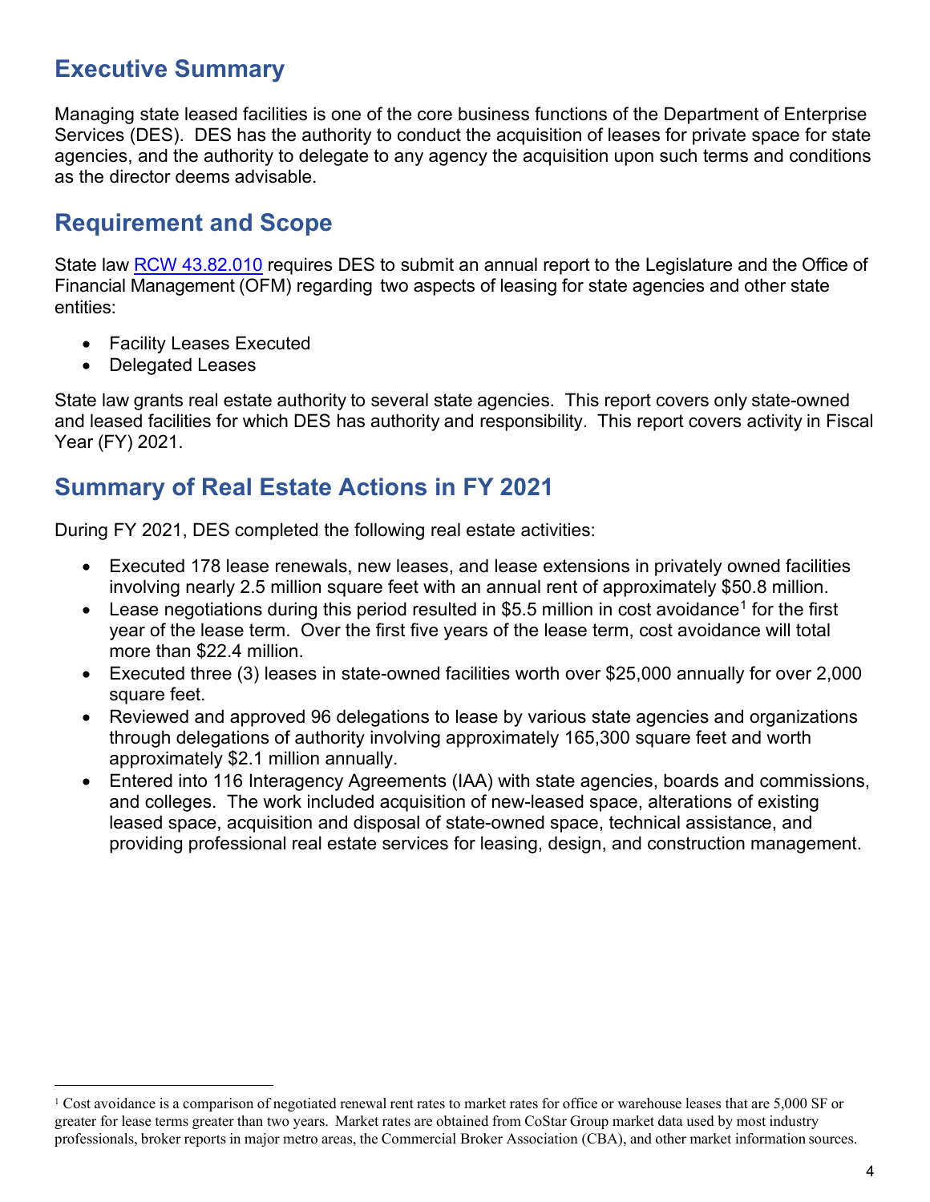## Executive Summary

Managing state leased facilities is one of the core business functions of the Department of Enterprise Services (DES). DES has the authority to conduct the acquisition of leases for private space for state agencies, and the authority to delegate to any agency the acquisition upon such terms and conditions as the director deems advisable.

## Requirement and Scope

State law RCW 43.82.010 requires DES to submit an annual report to the Legislature and the Office of Financial Management (OFM) regarding two aspects of leasing for state agencies and other state entities:

- Facility Leases Executed
- Delegated Leases

State law grants real estate authority to several state agencies. This report covers only state-owned and leased facilities for which DES has authority and responsibility. This report covers activity in Fiscal Year (FY) 2021.

## Summary of Real Estate Actions in FY 2021

During FY 2021, DES completed the following real estate activities:

- Executed 178 lease renewals, new leases, and lease extensions in privately owned facilities involving nearly 2.5 million square feet with an annual rent of approximately $50.8 million.
- Lease negotiations during this period resulted in $5.5 million in cost avoidance[1] for the first year of the lease term. Over the first five years of the lease term, cost avoidance will total more than $22.4 million.
- Executed three (3) leases in state-owned facilities worth over $25,000 annually for over 2,000 square feet.
- Reviewed and approved 96 delegations to lease by various state agencies and organizations through delegations of authority involving approximately 165,300 square feet and worth approximately $2.1 million annually.
- Entered into 116 Interagency Agreements (IAA) with state agencies, boards and commissions, and colleges. The work included acquisition of new-leased space, alterations of existing leased space, acquisition and disposal of state-owned space, technical assistance, and providing professional real estate services for leasing, design, and construction management.

[1] Cost avoidance is a comparison of negotiated renewal rent rates to market rates for office or warehouse leases that are 5,000 SF or greater for lease terms greater than two years. Market rates are obtained from CoStar Group market data used by most industry professionals, broker reports in major metro areas, the Commercial Broker Association (CBA), and other market information sources.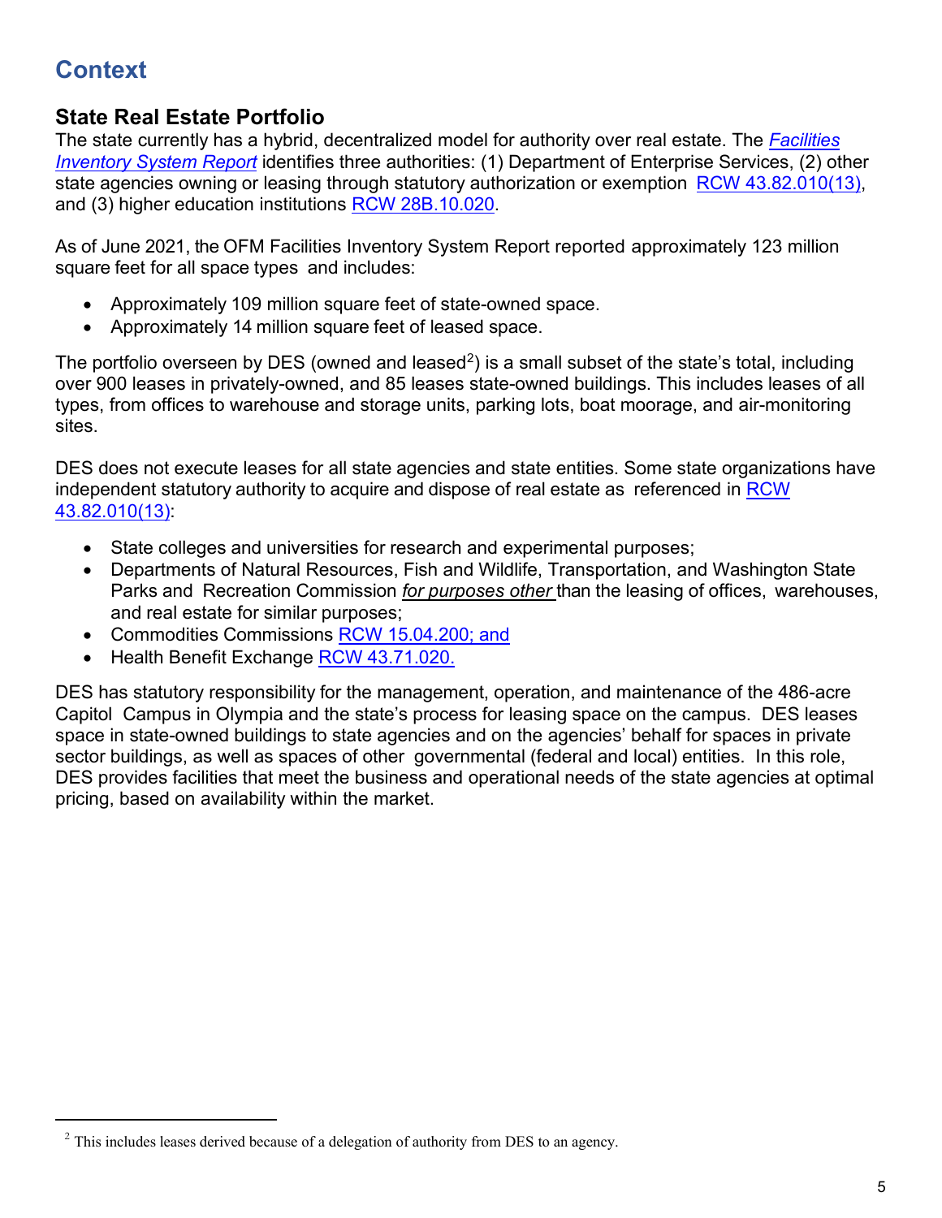# Context

## State Real Estate Portfolio

The state currently has a hybrid, decentralized model for authority over real estate. The *Facilities Inventory System Report* identifies three authorities: (1) Department of Enterprise Services, (2) other state agencies owning or leasing through statutory authorization or exemption RCW 43.82.010(13), and (3) higher education institutions RCW 28B.10.020.

As of June 2021, the OFM Facilities Inventory System Report reported approximately 123 million square feet for all space types and includes:

- Approximately 109 million square feet of state-owned space.
- Approximately 14 million square feet of leased space.

The portfolio overseen by DES (owned and leased[2]) is a small subset of the state's total, including over 900 leases in privately-owned, and 85 leases state-owned buildings. This includes leases of all types, from offices to warehouse and storage units, parking lots, boat moorage, and air-monitoring sites.

DES does not execute leases for all state agencies and state entities. Some state organizations have independent statutory authority to acquire and dispose of real estate as referenced in RCW 43.82.010(13):

- State colleges and universities for research and experimental purposes;
- Departments of Natural Resources, Fish and Wildlife, Transportation, and Washington State Parks and Recreation Commission *for purposes other* than the leasing of offices, warehouses, and real estate for similar purposes;
- Commodities Commissions RCW 15.04.200; and
- Health Benefit Exchange RCW 43.71.020.

DES has statutory responsibility for the management, operation, and maintenance of the 486-acre Capitol Campus in Olympia and the state's process for leasing space on the campus. DES leases space in state-owned buildings to state agencies and on the agencies' behalf for spaces in private sector buildings, as well as spaces of other governmental (federal and local) entities. In this role, DES provides facilities that meet the business and operational needs of the state agencies at optimal pricing, based on availability within the market.

[2] This includes leases derived because of a delegation of authority from DES to an agency.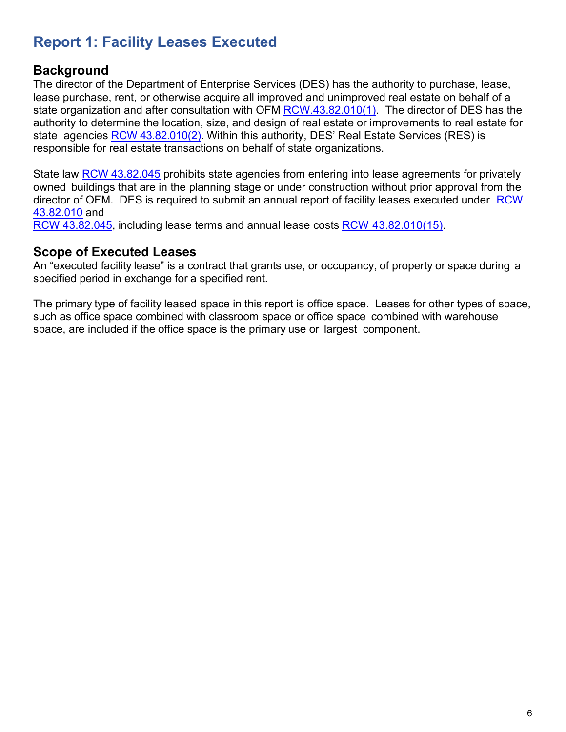# Report 1: Facility Leases Executed

## Background

The director of the Department of Enterprise Services (DES) has the authority to purchase, lease, lease purchase, rent, or otherwise acquire all improved and unimproved real estate on behalf of a state organization and after consultation with OFM RCW.43.82.010(1). The director of DES has the authority to determine the location, size, and design of real estate or improvements to real estate for state agencies RCW 43.82.010(2). Within this authority, DES' Real Estate Services (RES) is responsible for real estate transactions on behalf of state organizations.

State law RCW 43.82.045 prohibits state agencies from entering into lease agreements for privately owned buildings that are in the planning stage or under construction without prior approval from the director of OFM. DES is required to submit an annual report of facility leases executed under RCW 43.82.010 and RCW 43.82.045, including lease terms and annual lease costs RCW 43.82.010(15).

## Scope of Executed Leases

An "executed facility lease" is a contract that grants use, or occupancy, of property or space during a specified period in exchange for a specified rent.

The primary type of facility leased space in this report is office space. Leases for other types of space, such as office space combined with classroom space or office space combined with warehouse space, are included if the office space is the primary use or largest component.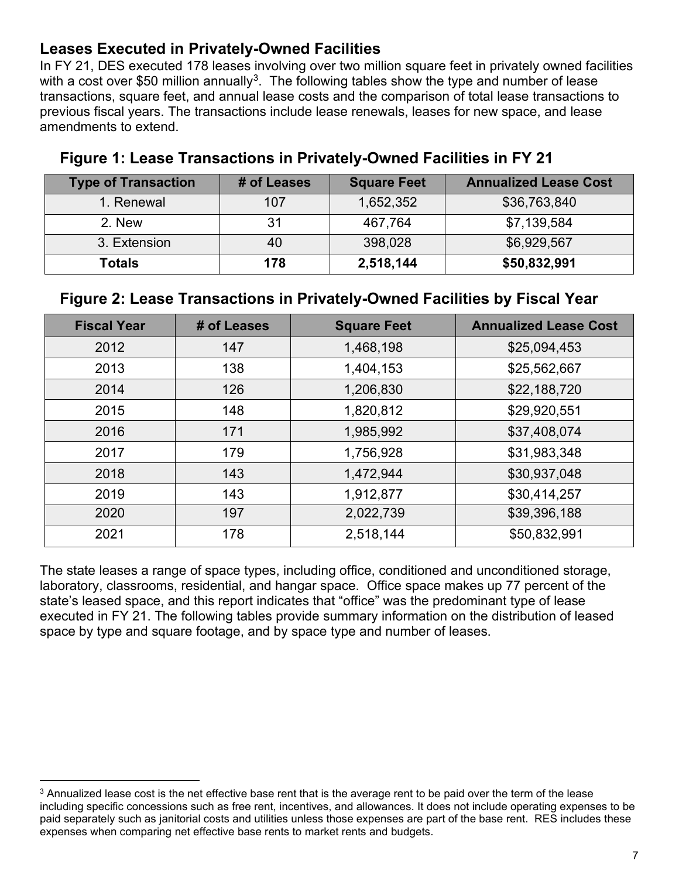## Leases Executed in Privately-Owned Facilities

In FY 21, DES executed 178 leases involving over two million square feet in privately owned facilities with a cost over $50 million annually[3]. The following tables show the type and number of lease transactions, square feet, and annual lease costs and the comparison of total lease transactions to previous fiscal years. The transactions include lease renewals, leases for new space, and lease amendments to extend.

### Figure 1: Lease Transactions in Privately-Owned Facilities in FY 21

| Type of Transaction | # of Leases | Square Feet | Annualized Lease Cost |
|---|---|---|---|
| 1. Renewal | 107 | 1,652,352 | $36,763,840 |
| 2. New | 31 | 467,764 | $7,139,584 |
| 3. Extension | 40 | 398,028 | $6,929,567 |
| **Totals** | **178** | **2,518,144** | **$50,832,991** |

### Figure 2: Lease Transactions in Privately-Owned Facilities by Fiscal Year

| Fiscal Year | # of Leases | Square Feet | Annualized Lease Cost |
|---|---|---|---|
| 2012 | 147 | 1,468,198 | $25,094,453 |
| 2013 | 138 | 1,404,153 | $25,562,667 |
| 2014 | 126 | 1,206,830 | $22,188,720 |
| 2015 | 148 | 1,820,812 | $29,920,551 |
| 2016 | 171 | 1,985,992 | $37,408,074 |
| 2017 | 179 | 1,756,928 | $31,983,348 |
| 2018 | 143 | 1,472,944 | $30,937,048 |
| 2019 | 143 | 1,912,877 | $30,414,257 |
| 2020 | 197 | 2,022,739 | $39,396,188 |
| 2021 | 178 | 2,518,144 | $50,832,991 |

The state leases a range of space types, including office, conditioned and unconditioned storage, laboratory, classrooms, residential, and hangar space. Office space makes up 77 percent of the state's leased space, and this report indicates that "office" was the predominant type of lease executed in FY 21. The following tables provide summary information on the distribution of leased space by type and square footage, and by space type and number of leases.

---

[3] Annualized lease cost is the net effective base rent that is the average rent to be paid over the term of the lease including specific concessions such as free rent, incentives, and allowances. It does not include operating expenses to be paid separately such as janitorial costs and utilities unless those expenses are part of the base rent. RES includes these expenses when comparing net effective base rents to market rents and budgets.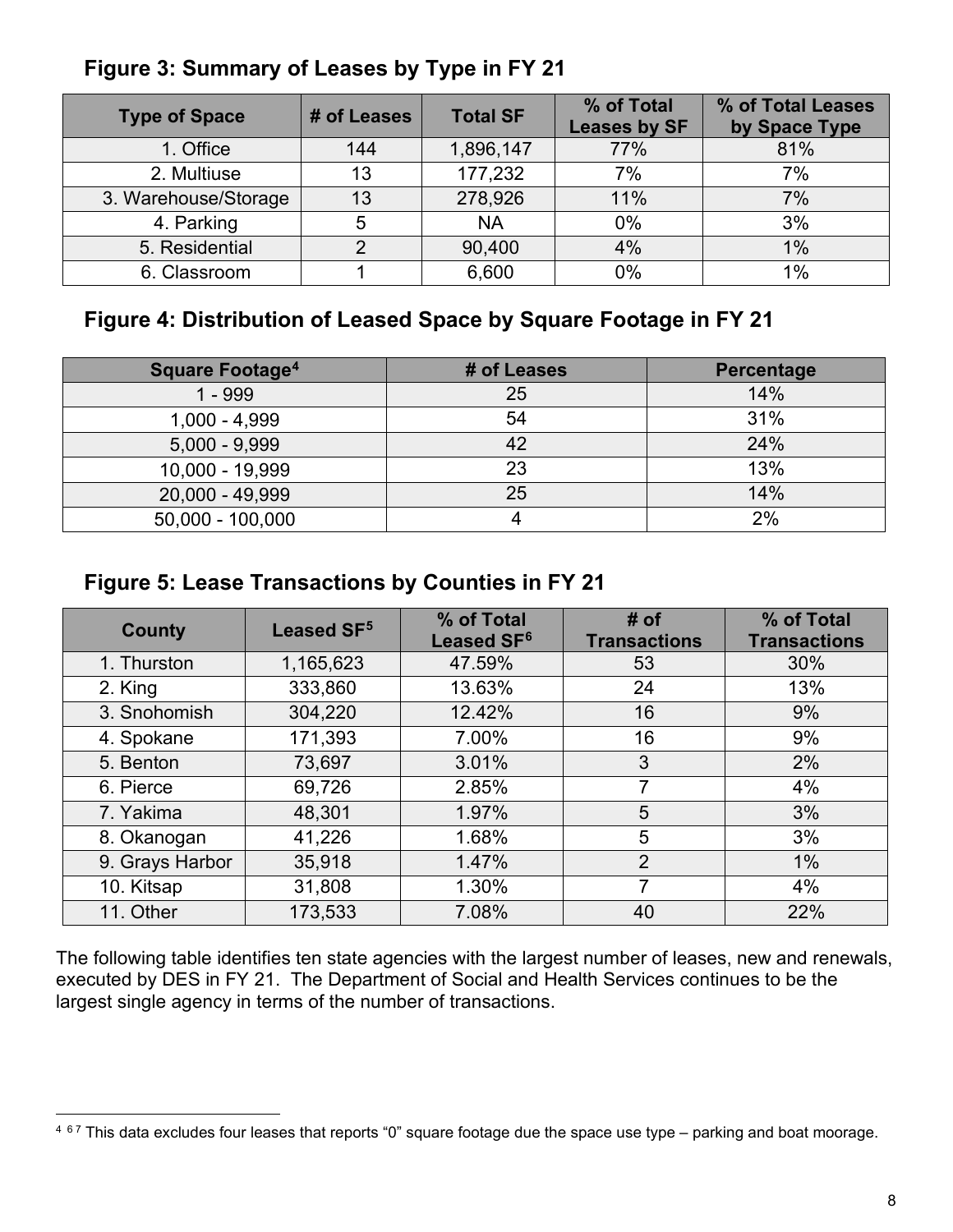## Figure 3: Summary of Leases by Type in FY 21

| Type of Space | # of Leases | Total SF | % of Total Leases by SF | % of Total Leases by Space Type |
|---|---|---|---|---|
| 1. Office | 144 | 1,896,147 | 77% | 81% |
| 2. Multiuse | 13 | 177,232 | 7% | 7% |
| 3. Warehouse/Storage | 13 | 278,926 | 11% | 7% |
| 4. Parking | 5 | NA | 0% | 3% |
| 5. Residential | 2 | 90,400 | 4% | 1% |
| 6. Classroom | 1 | 6,600 | 0% | 1% |

## Figure 4: Distribution of Leased Space by Square Footage in FY 21

| Square Footage[4] | # of Leases | Percentage |
|---|---|---|
| 1 - 999 | 25 | 14% |
| 1,000 - 4,999 | 54 | 31% |
| 5,000 - 9,999 | 42 | 24% |
| 10,000 - 19,999 | 23 | 13% |
| 20,000 - 49,999 | 25 | 14% |
| 50,000 - 100,000 | 4 | 2% |

## Figure 5: Lease Transactions by Counties in FY 21

| County | Leased SF[5] | % of Total Leased SF[6] | # of Transactions | % of Total Transactions |
|---|---|---|---|---|
| 1. Thurston | 1,165,623 | 47.59% | 53 | 30% |
| 2. King | 333,860 | 13.63% | 24 | 13% |
| 3. Snohomish | 304,220 | 12.42% | 16 | 9% |
| 4. Spokane | 171,393 | 7.00% | 16 | 9% |
| 5. Benton | 73,697 | 3.01% | 3 | 2% |
| 6. Pierce | 69,726 | 2.85% | 7 | 4% |
| 7. Yakima | 48,301 | 1.97% | 5 | 3% |
| 8. Okanogan | 41,226 | 1.68% | 5 | 3% |
| 9. Grays Harbor | 35,918 | 1.47% | 2 | 1% |
| 10. Kitsap | 31,808 | 1.30% | 7 | 4% |
| 11. Other | 173,533 | 7.08% | 40 | 22% |

The following table identifies ten state agencies with the largest number of leases, new and renewals, executed by DES in FY 21. The Department of Social and Health Services continues to be the largest single agency in terms of the number of transactions.

---

[4] [6] [7] This data excludes four leases that reports "0" square footage due the space use type – parking and boat moorage.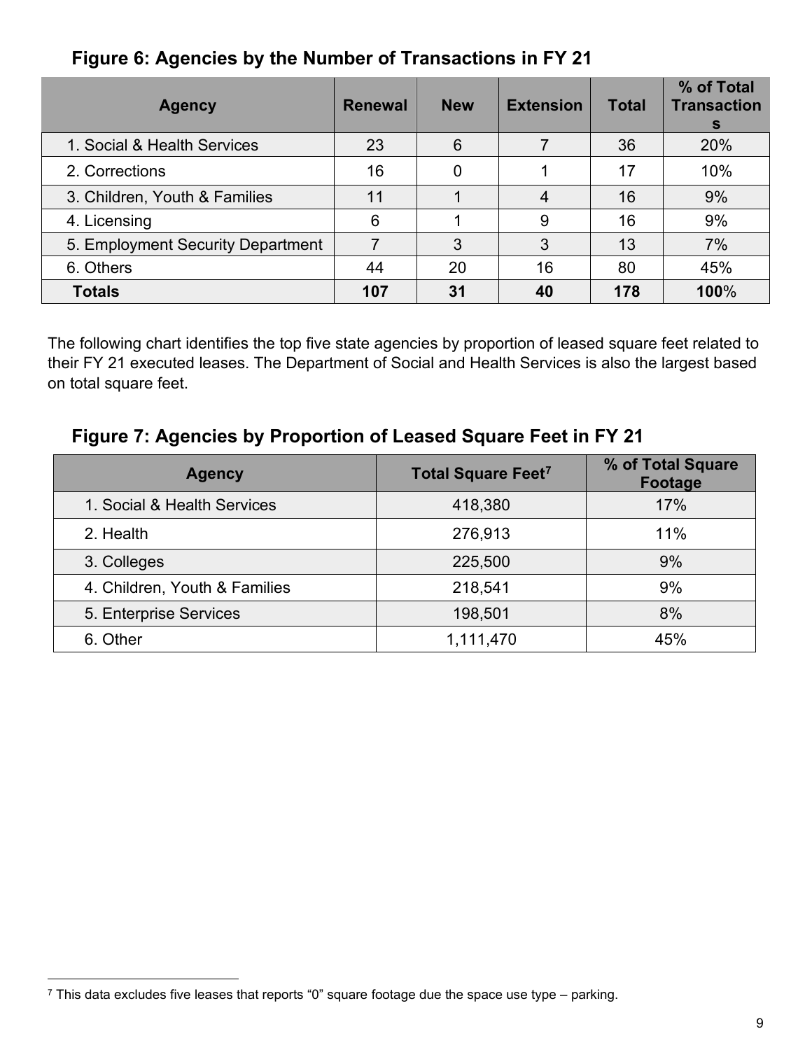## Figure 6: Agencies by the Number of Transactions in FY 21

| Agency | Renewal | New | Extension | Total | % of Total Transactions |
|---|---|---|---|---|---|
| 1. Social & Health Services | 23 | 6 | 7 | 36 | 20% |
| 2. Corrections | 16 | 0 | 1 | 17 | 10% |
| 3. Children, Youth & Families | 11 | 1 | 4 | 16 | 9% |
| 4. Licensing | 6 | 1 | 9 | 16 | 9% |
| 5. Employment Security Department | 7 | 3 | 3 | 13 | 7% |
| 6. Others | 44 | 20 | 16 | 80 | 45% |
| **Totals** | **107** | **31** | **40** | **178** | **100**% |

The following chart identifies the top five state agencies by proportion of leased square feet related to their FY 21 executed leases. The Department of Social and Health Services is also the largest based on total square feet.

## Figure 7: Agencies by Proportion of Leased Square Feet in FY 21

| Agency | Total Square Feet[7] | % of Total Square Footage |
|---|---|---|
| 1. Social & Health Services | 418,380 | 17% |
| 2. Health | 276,913 | 11% |
| 3. Colleges | 225,500 | 9% |
| 4. Children, Youth & Families | 218,541 | 9% |
| 5. Enterprise Services | 198,501 | 8% |
| 6. Other | 1,111,470 | 45% |

[7] This data excludes five leases that reports "0" square footage due the space use type – parking.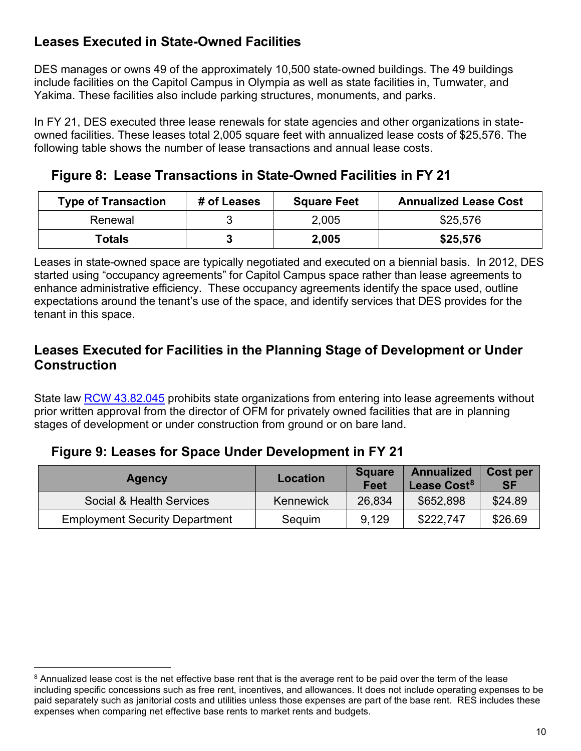## Leases Executed in State-Owned Facilities

DES manages or owns 49 of the approximately 10,500 state-owned buildings. The 49 buildings include facilities on the Capitol Campus in Olympia as well as state facilities in, Tumwater, and Yakima. These facilities also include parking structures, monuments, and parks.

In FY 21, DES executed three lease renewals for state agencies and other organizations in state-owned facilities. These leases total 2,005 square feet with annualized lease costs of $25,576. The following table shows the number of lease transactions and annual lease costs.

### Figure 8: Lease Transactions in State-Owned Facilities in FY 21

| Type of Transaction | # of Leases | Square Feet | Annualized Lease Cost |
|---|---|---|---|
| Renewal | 3 | 2,005 | $25,576 |
| **Totals** | **3** | **2,005** | **$25,576** |

Leases in state-owned space are typically negotiated and executed on a biennial basis. In 2012, DES started using "occupancy agreements" for Capitol Campus space rather than lease agreements to enhance administrative efficiency. These occupancy agreements identify the space used, outline expectations around the tenant's use of the space, and identify services that DES provides for the tenant in this space.

## Leases Executed for Facilities in the Planning Stage of Development or Under Construction

State law RCW 43.82.045 prohibits state organizations from entering into lease agreements without prior written approval from the director of OFM for privately owned facilities that are in planning stages of development or under construction from ground or on bare land.

### Figure 9: Leases for Space Under Development in FY 21

| Agency | Location | Square Feet | Annualized Lease Cost[8] | Cost per SF |
|---|---|---|---|---|
| Social & Health Services | Kennewick | 26,834 | $652,898 | $24.89 |
| Employment Security Department | Sequim | 9,129 | $222,747 | $26.69 |

[8] Annualized lease cost is the net effective base rent that is the average rent to be paid over the term of the lease including specific concessions such as free rent, incentives, and allowances. It does not include operating expenses to be paid separately such as janitorial costs and utilities unless those expenses are part of the base rent. RES includes these expenses when comparing net effective base rents to market rents and budgets.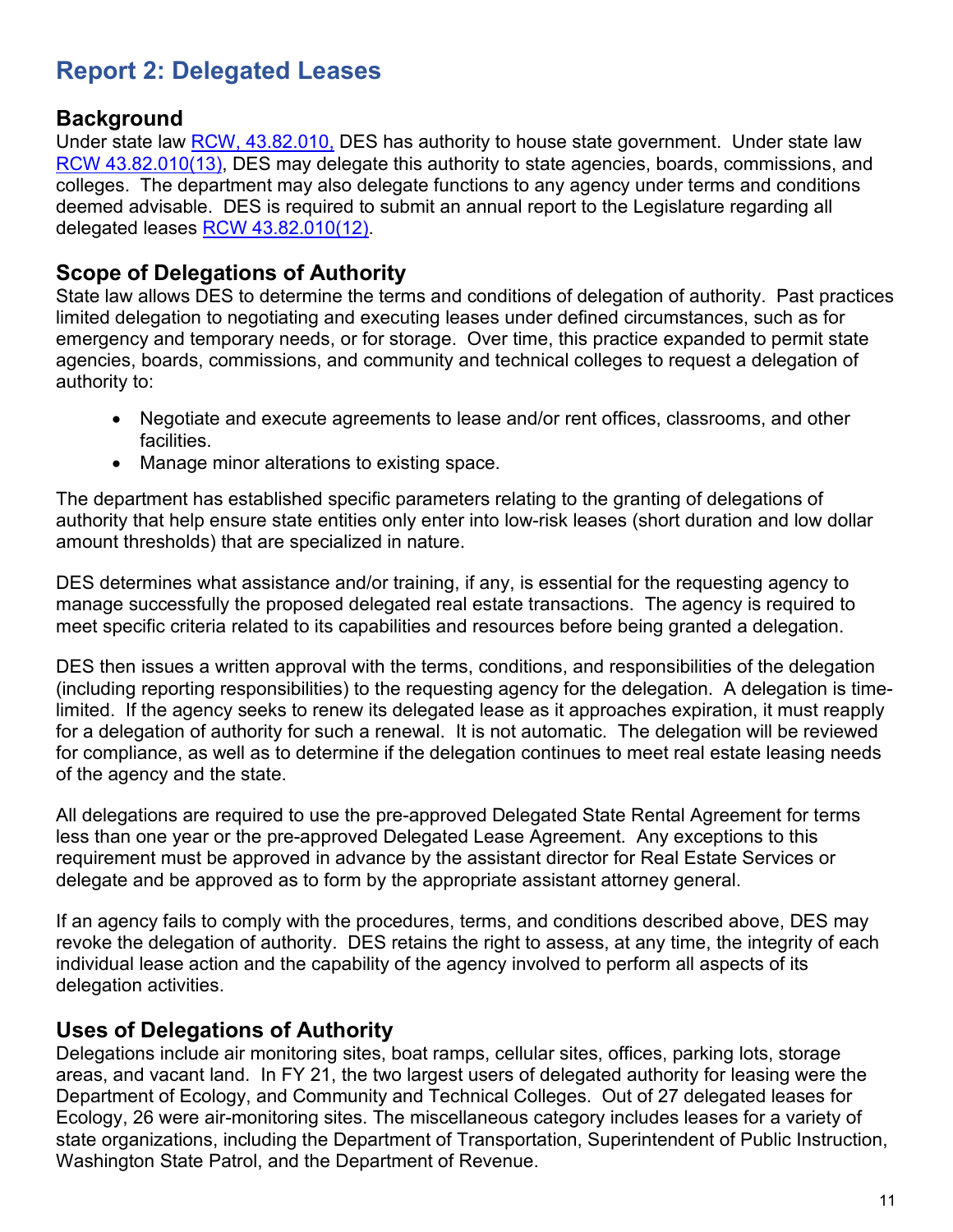# Report 2: Delegated Leases

## Background

Under state law [RCW, 43.82.010,](RCW, 43.82.010,) DES has authority to house state government. Under state law [RCW 43.82.010(13)](RCW 43.82.010(13)), DES may delegate this authority to state agencies, boards, commissions, and colleges. The department may also delegate functions to any agency under terms and conditions deemed advisable. DES is required to submit an annual report to the Legislature regarding all delegated leases [RCW 43.82.010(12)](RCW 43.82.010(12)).

## Scope of Delegations of Authority

State law allows DES to determine the terms and conditions of delegation of authority. Past practices limited delegation to negotiating and executing leases under defined circumstances, such as for emergency and temporary needs, or for storage. Over time, this practice expanded to permit state agencies, boards, commissions, and community and technical colleges to request a delegation of authority to:

- Negotiate and execute agreements to lease and/or rent offices, classrooms, and other facilities.
- Manage minor alterations to existing space.

The department has established specific parameters relating to the granting of delegations of authority that help ensure state entities only enter into low-risk leases (short duration and low dollar amount thresholds) that are specialized in nature.

DES determines what assistance and/or training, if any, is essential for the requesting agency to manage successfully the proposed delegated real estate transactions. The agency is required to meet specific criteria related to its capabilities and resources before being granted a delegation.

DES then issues a written approval with the terms, conditions, and responsibilities of the delegation (including reporting responsibilities) to the requesting agency for the delegation. A delegation is time-limited. If the agency seeks to renew its delegated lease as it approaches expiration, it must reapply for a delegation of authority for such a renewal. It is not automatic. The delegation will be reviewed for compliance, as well as to determine if the delegation continues to meet real estate leasing needs of the agency and the state.

All delegations are required to use the pre-approved Delegated State Rental Agreement for terms less than one year or the pre-approved Delegated Lease Agreement. Any exceptions to this requirement must be approved in advance by the assistant director for Real Estate Services or delegate and be approved as to form by the appropriate assistant attorney general.

If an agency fails to comply with the procedures, terms, and conditions described above, DES may revoke the delegation of authority. DES retains the right to assess, at any time, the integrity of each individual lease action and the capability of the agency involved to perform all aspects of its delegation activities.

## Uses of Delegations of Authority

Delegations include air monitoring sites, boat ramps, cellular sites, offices, parking lots, storage areas, and vacant land. In FY 21, the two largest users of delegated authority for leasing were the Department of Ecology, and Community and Technical Colleges. Out of 27 delegated leases for Ecology, 26 were air-monitoring sites. The miscellaneous category includes leases for a variety of state organizations, including the Department of Transportation, Superintendent of Public Instruction, Washington State Patrol, and the Department of Revenue.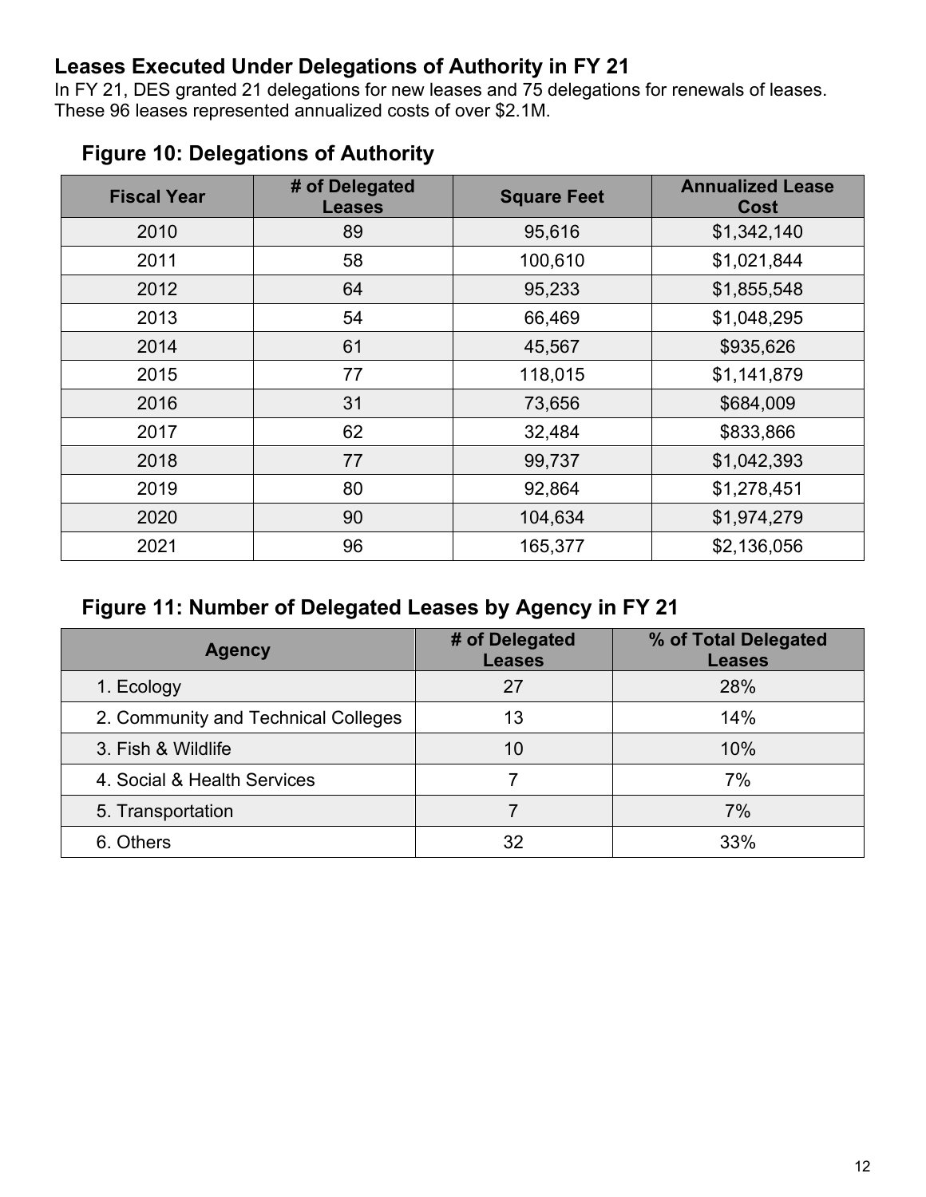## Leases Executed Under Delegations of Authority in FY 21

In FY 21, DES granted 21 delegations for new leases and 75 delegations for renewals of leases. These 96 leases represented annualized costs of over $2.1M.

### Figure 10: Delegations of Authority

| Fiscal Year | # of Delegated Leases | Square Feet | Annualized Lease Cost |
|---|---|---|---|
| 2010 | 89 | 95,616 | $1,342,140 |
| 2011 | 58 | 100,610 | $1,021,844 |
| 2012 | 64 | 95,233 | $1,855,548 |
| 2013 | 54 | 66,469 | $1,048,295 |
| 2014 | 61 | 45,567 | $935,626 |
| 2015 | 77 | 118,015 | $1,141,879 |
| 2016 | 31 | 73,656 | $684,009 |
| 2017 | 62 | 32,484 | $833,866 |
| 2018 | 77 | 99,737 | $1,042,393 |
| 2019 | 80 | 92,864 | $1,278,451 |
| 2020 | 90 | 104,634 | $1,974,279 |
| 2021 | 96 | 165,377 | $2,136,056 |

### Figure 11: Number of Delegated Leases by Agency in FY 21

| Agency | # of Delegated Leases | % of Total Delegated Leases |
|---|---|---|
| 1. Ecology | 27 | 28% |
| 2. Community and Technical Colleges | 13 | 14% |
| 3. Fish & Wildlife | 10 | 10% |
| 4. Social & Health Services | 7 | 7% |
| 5. Transportation | 7 | 7% |
| 6. Others | 32 | 33% |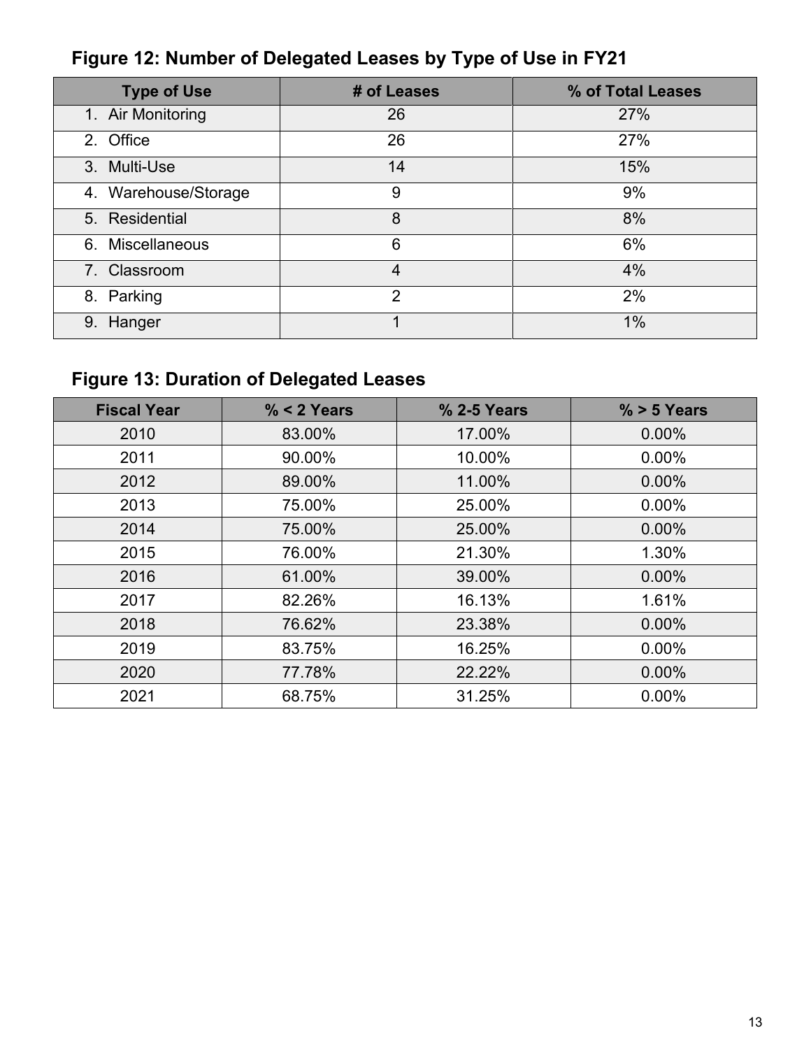## Figure 12: Number of Delegated Leases by Type of Use in FY21

| Type of Use | # of Leases | % of Total Leases |
|---|---|---|
| 1. Air Monitoring | 26 | 27% |
| 2. Office | 26 | 27% |
| 3. Multi-Use | 14 | 15% |
| 4. Warehouse/Storage | 9 | 9% |
| 5. Residential | 8 | 8% |
| 6. Miscellaneous | 6 | 6% |
| 7. Classroom | 4 | 4% |
| 8. Parking | 2 | 2% |
| 9. Hanger | 1 | 1% |

## Figure 13: Duration of Delegated Leases

| Fiscal Year | % < 2 Years | % 2-5 Years | % > 5 Years |
|---|---|---|---|
| 2010 | 83.00% | 17.00% | 0.00% |
| 2011 | 90.00% | 10.00% | 0.00% |
| 2012 | 89.00% | 11.00% | 0.00% |
| 2013 | 75.00% | 25.00% | 0.00% |
| 2014 | 75.00% | 25.00% | 0.00% |
| 2015 | 76.00% | 21.30% | 1.30% |
| 2016 | 61.00% | 39.00% | 0.00% |
| 2017 | 82.26% | 16.13% | 1.61% |
| 2018 | 76.62% | 23.38% | 0.00% |
| 2019 | 83.75% | 16.25% | 0.00% |
| 2020 | 77.78% | 22.22% | 0.00% |
| 2021 | 68.75% | 31.25% | 0.00% |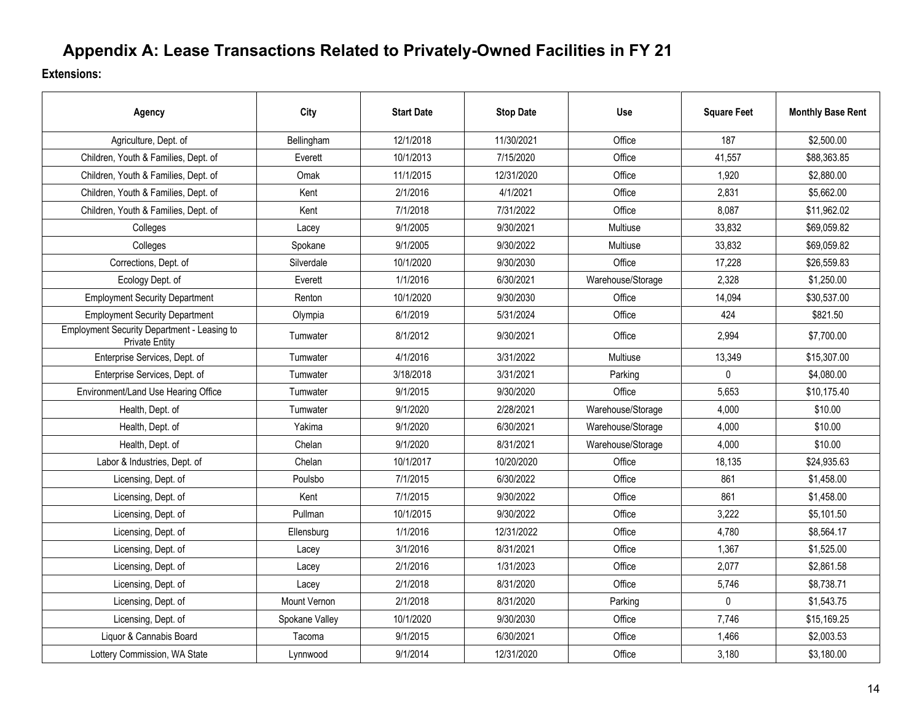# Appendix A: Lease Transactions Related to Privately-Owned Facilities in FY 21

**Extensions:**

| Agency | City | Start Date | Stop Date | Use | Square Feet | Monthly Base Rent |
|---|---|---|---|---|---|---|
| Agriculture, Dept. of | Bellingham | 12/1/2018 | 11/30/2021 | Office | 187 | $2,500.00 |
| Children, Youth & Families, Dept. of | Everett | 10/1/2013 | 7/15/2020 | Office | 41,557 | $88,363.85 |
| Children, Youth & Families, Dept. of | Omak | 11/1/2015 | 12/31/2020 | Office | 1,920 | $2,880.00 |
| Children, Youth & Families, Dept. of | Kent | 2/1/2016 | 4/1/2021 | Office | 2,831 | $5,662.00 |
| Children, Youth & Families, Dept. of | Kent | 7/1/2018 | 7/31/2022 | Office | 8,087 | $11,962.02 |
| Colleges | Lacey | 9/1/2005 | 9/30/2021 | Multiuse | 33,832 | $69,059.82 |
| Colleges | Spokane | 9/1/2005 | 9/30/2022 | Multiuse | 33,832 | $69,059.82 |
| Corrections, Dept. of | Silverdale | 10/1/2020 | 9/30/2030 | Office | 17,228 | $26,559.83 |
| Ecology Dept. of | Everett | 1/1/2016 | 6/30/2021 | Warehouse/Storage | 2,328 | $1,250.00 |
| Employment Security Department | Renton | 10/1/2020 | 9/30/2030 | Office | 14,094 | $30,537.00 |
| Employment Security Department | Olympia | 6/1/2019 | 5/31/2024 | Office | 424 | $821.50 |
| Employment Security Department - Leasing to Private Entity | Tumwater | 8/1/2012 | 9/30/2021 | Office | 2,994 | $7,700.00 |
| Enterprise Services, Dept. of | Tumwater | 4/1/2016 | 3/31/2022 | Multiuse | 13,349 | $15,307.00 |
| Enterprise Services, Dept. of | Tumwater | 3/18/2018 | 3/31/2021 | Parking | 0 | $4,080.00 |
| Environment/Land Use Hearing Office | Tumwater | 9/1/2015 | 9/30/2020 | Office | 5,653 | $10,175.40 |
| Health, Dept. of | Tumwater | 9/1/2020 | 2/28/2021 | Warehouse/Storage | 4,000 | $10.00 |
| Health, Dept. of | Yakima | 9/1/2020 | 6/30/2021 | Warehouse/Storage | 4,000 | $10.00 |
| Health, Dept. of | Chelan | 9/1/2020 | 8/31/2021 | Warehouse/Storage | 4,000 | $10.00 |
| Labor & Industries, Dept. of | Chelan | 10/1/2017 | 10/20/2020 | Office | 18,135 | $24,935.63 |
| Licensing, Dept. of | Poulsbo | 7/1/2015 | 6/30/2022 | Office | 861 | $1,458.00 |
| Licensing, Dept. of | Kent | 7/1/2015 | 9/30/2022 | Office | 861 | $1,458.00 |
| Licensing, Dept. of | Pullman | 10/1/2015 | 9/30/2022 | Office | 3,222 | $5,101.50 |
| Licensing, Dept. of | Ellensburg | 1/1/2016 | 12/31/2022 | Office | 4,780 | $8,564.17 |
| Licensing, Dept. of | Lacey | 3/1/2016 | 8/31/2021 | Office | 1,367 | $1,525.00 |
| Licensing, Dept. of | Lacey | 2/1/2016 | 1/31/2023 | Office | 2,077 | $2,861.58 |
| Licensing, Dept. of | Lacey | 2/1/2018 | 8/31/2020 | Office | 5,746 | $8,738.71 |
| Licensing, Dept. of | Mount Vernon | 2/1/2018 | 8/31/2020 | Parking | 0 | $1,543.75 |
| Licensing, Dept. of | Spokane Valley | 10/1/2020 | 9/30/2030 | Office | 7,746 | $15,169.25 |
| Liquor & Cannabis Board | Tacoma | 9/1/2015 | 6/30/2021 | Office | 1,466 | $2,003.53 |
| Lottery Commission, WA State | Lynnwood | 9/1/2014 | 12/31/2020 | Office | 3,180 | $3,180.00 |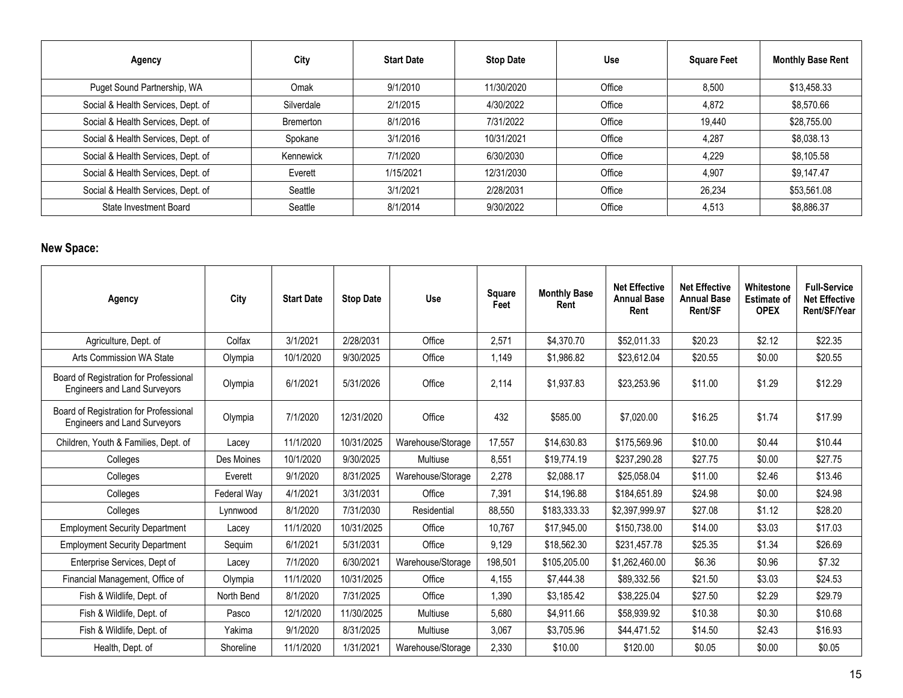| Agency | City | Start Date | Stop Date | Use | Square Feet | Monthly Base Rent |
|---|---|---|---|---|---|---|
| Puget Sound Partnership, WA | Omak | 9/1/2010 | 11/30/2020 | Office | 8,500 | $13,458.33 |
| Social & Health Services, Dept. of | Silverdale | 2/1/2015 | 4/30/2022 | Office | 4,872 | $8,570.66 |
| Social & Health Services, Dept. of | Bremerton | 8/1/2016 | 7/31/2022 | Office | 19,440 | $28,755.00 |
| Social & Health Services, Dept. of | Spokane | 3/1/2016 | 10/31/2021 | Office | 4,287 | $8,038.13 |
| Social & Health Services, Dept. of | Kennewick | 7/1/2020 | 6/30/2030 | Office | 4,229 | $8,105.58 |
| Social & Health Services, Dept. of | Everett | 1/15/2021 | 12/31/2030 | Office | 4,907 | $9,147.47 |
| Social & Health Services, Dept. of | Seattle | 3/1/2021 | 2/28/2031 | Office | 26,234 | $53,561.08 |
| State Investment Board | Seattle | 8/1/2014 | 9/30/2022 | Office | 4,513 | $8,886.37 |

## New Space:

| Agency | City | Start Date | Stop Date | Use | Square Feet | Monthly Base Rent | Net Effective Annual Base Rent | Net Effective Annual Base Rent/SF | Whitestone Estimate of OPEX | Full-Service Net Effective Rent/SF/Year |
|---|---|---|---|---|---|---|---|---|---|---|
| Agriculture, Dept. of | Colfax | 3/1/2021 | 2/28/2031 | Office | 2,571 | $4,370.70 | $52,011.33 | $20.23 | $2.12 | $22.35 |
| Arts Commission WA State | Olympia | 10/1/2020 | 9/30/2025 | Office | 1,149 | $1,986.82 | $23,612.04 | $20.55 | $0.00 | $20.55 |
| Board of Registration for Professional Engineers and Land Surveyors | Olympia | 6/1/2021 | 5/31/2026 | Office | 2,114 | $1,937.83 | $23,253.96 | $11.00 | $1.29 | $12.29 |
| Board of Registration for Professional Engineers and Land Surveyors | Olympia | 7/1/2020 | 12/31/2020 | Office | 432 | $585.00 | $7,020.00 | $16.25 | $1.74 | $17.99 |
| Children, Youth & Families, Dept. of | Lacey | 11/1/2020 | 10/31/2025 | Warehouse/Storage | 17,557 | $14,630.83 | $175,569.96 | $10.00 | $0.44 | $10.44 |
| Colleges | Des Moines | 10/1/2020 | 9/30/2025 | Multiuse | 8,551 | $19,774.19 | $237,290.28 | $27.75 | $0.00 | $27.75 |
| Colleges | Everett | 9/1/2020 | 8/31/2025 | Warehouse/Storage | 2,278 | $2,088.17 | $25,058.04 | $11.00 | $2.46 | $13.46 |
| Colleges | Federal Way | 4/1/2021 | 3/31/2031 | Office | 7,391 | $14,196.88 | $184,651.89 | $24.98 | $0.00 | $24.98 |
| Colleges | Lynnwood | 8/1/2020 | 7/31/2030 | Residential | 88,550 | $183,333.33 | $2,397,999.97 | $27.08 | $1.12 | $28.20 |
| Employment Security Department | Lacey | 11/1/2020 | 10/31/2025 | Office | 10,767 | $17,945.00 | $150,738.00 | $14.00 | $3.03 | $17.03 |
| Employment Security Department | Sequim | 6/1/2021 | 5/31/2031 | Office | 9,129 | $18,562.30 | $231,457.78 | $25.35 | $1.34 | $26.69 |
| Enterprise Services, Dept of | Lacey | 7/1/2020 | 6/30/2021 | Warehouse/Storage | 198,501 | $105,205.00 | $1,262,460.00 | $6.36 | $0.96 | $7.32 |
| Financial Management, Office of | Olympia | 11/1/2020 | 10/31/2025 | Office | 4,155 | $7,444.38 | $89,332.56 | $21.50 | $3.03 | $24.53 |
| Fish & Wildlife, Dept. of | North Bend | 8/1/2020 | 7/31/2025 | Office | 1,390 | $3,185.42 | $38,225.04 | $27.50 | $2.29 | $29.79 |
| Fish & Wildlife, Dept. of | Pasco | 12/1/2020 | 11/30/2025 | Multiuse | 5,680 | $4,911.66 | $58,939.92 | $10.38 | $0.30 | $10.68 |
| Fish & Wildlife, Dept. of | Yakima | 9/1/2020 | 8/31/2025 | Multiuse | 3,067 | $3,705.96 | $44,471.52 | $14.50 | $2.43 | $16.93 |
| Health, Dept. of | Shoreline | 11/1/2020 | 1/31/2021 | Warehouse/Storage | 2,330 | $10.00 | $120.00 | $0.05 | $0.00 | $0.05 |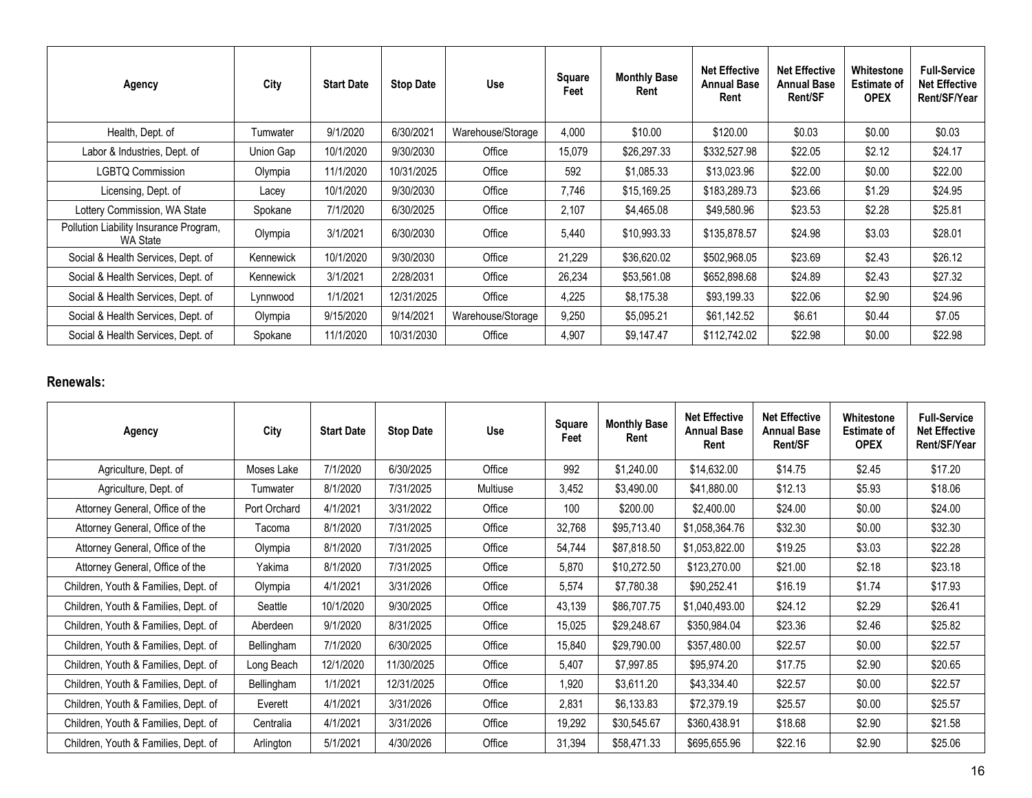| Agency | City | Start Date | Stop Date | Use | Square Feet | Monthly Base Rent | Net Effective Annual Base Rent | Net Effective Annual Base Rent/SF | Whitestone Estimate of OPEX | Full-Service Net Effective Rent/SF/Year |
|---|---|---|---|---|---|---|---|---|---|---|
| Health, Dept. of | Tumwater | 9/1/2020 | 6/30/2021 | Warehouse/Storage | 4,000 | $10.00 | $120.00 | $0.03 | $0.00 | $0.03 |
| Labor & Industries, Dept. of | Union Gap | 10/1/2020 | 9/30/2030 | Office | 15,079 | $26,297.33 | $332,527.98 | $22.05 | $2.12 | $24.17 |
| LGBTQ Commission | Olympia | 11/1/2020 | 10/31/2025 | Office | 592 | $1,085.33 | $13,023.96 | $22.00 | $0.00 | $22.00 |
| Licensing, Dept. of | Lacey | 10/1/2020 | 9/30/2030 | Office | 7,746 | $15,169.25 | $183,289.73 | $23.66 | $1.29 | $24.95 |
| Lottery Commission, WA State | Spokane | 7/1/2020 | 6/30/2025 | Office | 2,107 | $4,465.08 | $49,580.96 | $23.53 | $2.28 | $25.81 |
| Pollution Liability Insurance Program, WA State | Olympia | 3/1/2021 | 6/30/2030 | Office | 5,440 | $10,993.33 | $135,878.57 | $24.98 | $3.03 | $28.01 |
| Social & Health Services, Dept. of | Kennewick | 10/1/2020 | 9/30/2030 | Office | 21,229 | $36,620.02 | $502,968.05 | $23.69 | $2.43 | $26.12 |
| Social & Health Services, Dept. of | Kennewick | 3/1/2021 | 2/28/2031 | Office | 26,234 | $53,561.08 | $652,898.68 | $24.89 | $2.43 | $27.32 |
| Social & Health Services, Dept. of | Lynnwood | 1/1/2021 | 12/31/2025 | Office | 4,225 | $8,175.38 | $93,199.33 | $22.06 | $2.90 | $24.96 |
| Social & Health Services, Dept. of | Olympia | 9/15/2020 | 9/14/2021 | Warehouse/Storage | 9,250 | $5,095.21 | $61,142.52 | $6.61 | $0.44 | $7.05 |
| Social & Health Services, Dept. of | Spokane | 11/1/2020 | 10/31/2030 | Office | 4,907 | $9,147.47 | $112,742.02 | $22.98 | $0.00 | $22.98 |

**Renewals:**

| Agency | City | Start Date | Stop Date | Use | Square Feet | Monthly Base Rent | Net Effective Annual Base Rent | Net Effective Annual Base Rent/SF | Whitestone Estimate of OPEX | Full-Service Net Effective Rent/SF/Year |
|---|---|---|---|---|---|---|---|---|---|---|
| Agriculture, Dept. of | Moses Lake | 7/1/2020 | 6/30/2025 | Office | 992 | $1,240.00 | $14,632.00 | $14.75 | $2.45 | $17.20 |
| Agriculture, Dept. of | Tumwater | 8/1/2020 | 7/31/2025 | Multiuse | 3,452 | $3,490.00 | $41,880.00 | $12.13 | $5.93 | $18.06 |
| Attorney General, Office of the | Port Orchard | 4/1/2021 | 3/31/2022 | Office | 100 | $200.00 | $2,400.00 | $24.00 | $0.00 | $24.00 |
| Attorney General, Office of the | Tacoma | 8/1/2020 | 7/31/2025 | Office | 32,768 | $95,713.40 | $1,058,364.76 | $32.30 | $0.00 | $32.30 |
| Attorney General, Office of the | Olympia | 8/1/2020 | 7/31/2025 | Office | 54,744 | $87,818.50 | $1,053,822.00 | $19.25 | $3.03 | $22.28 |
| Attorney General, Office of the | Yakima | 8/1/2020 | 7/31/2025 | Office | 5,870 | $10,272.50 | $123,270.00 | $21.00 | $2.18 | $23.18 |
| Children, Youth & Families, Dept. of | Olympia | 4/1/2021 | 3/31/2026 | Office | 5,574 | $7,780.38 | $90,252.41 | $16.19 | $1.74 | $17.93 |
| Children, Youth & Families, Dept. of | Seattle | 10/1/2020 | 9/30/2025 | Office | 43,139 | $86,707.75 | $1,040,493.00 | $24.12 | $2.29 | $26.41 |
| Children, Youth & Families, Dept. of | Aberdeen | 9/1/2020 | 8/31/2025 | Office | 15,025 | $29,248.67 | $350,984.04 | $23.36 | $2.46 | $25.82 |
| Children, Youth & Families, Dept. of | Bellingham | 7/1/2020 | 6/30/2025 | Office | 15,840 | $29,790.00 | $357,480.00 | $22.57 | $0.00 | $22.57 |
| Children, Youth & Families, Dept. of | Long Beach | 12/1/2020 | 11/30/2025 | Office | 5,407 | $7,997.85 | $95,974.20 | $17.75 | $2.90 | $20.65 |
| Children, Youth & Families, Dept. of | Bellingham | 1/1/2021 | 12/31/2025 | Office | 1,920 | $3,611.20 | $43,334.40 | $22.57 | $0.00 | $22.57 |
| Children, Youth & Families, Dept. of | Everett | 4/1/2021 | 3/31/2026 | Office | 2,831 | $6,133.83 | $72,379.19 | $25.57 | $0.00 | $25.57 |
| Children, Youth & Families, Dept. of | Centralia | 4/1/2021 | 3/31/2026 | Office | 19,292 | $30,545.67 | $360,438.91 | $18.68 | $2.90 | $21.58 |
| Children, Youth & Families, Dept. of | Arlington | 5/1/2021 | 4/30/2026 | Office | 31,394 | $58,471.33 | $695,655.96 | $22.16 | $2.90 | $25.06 |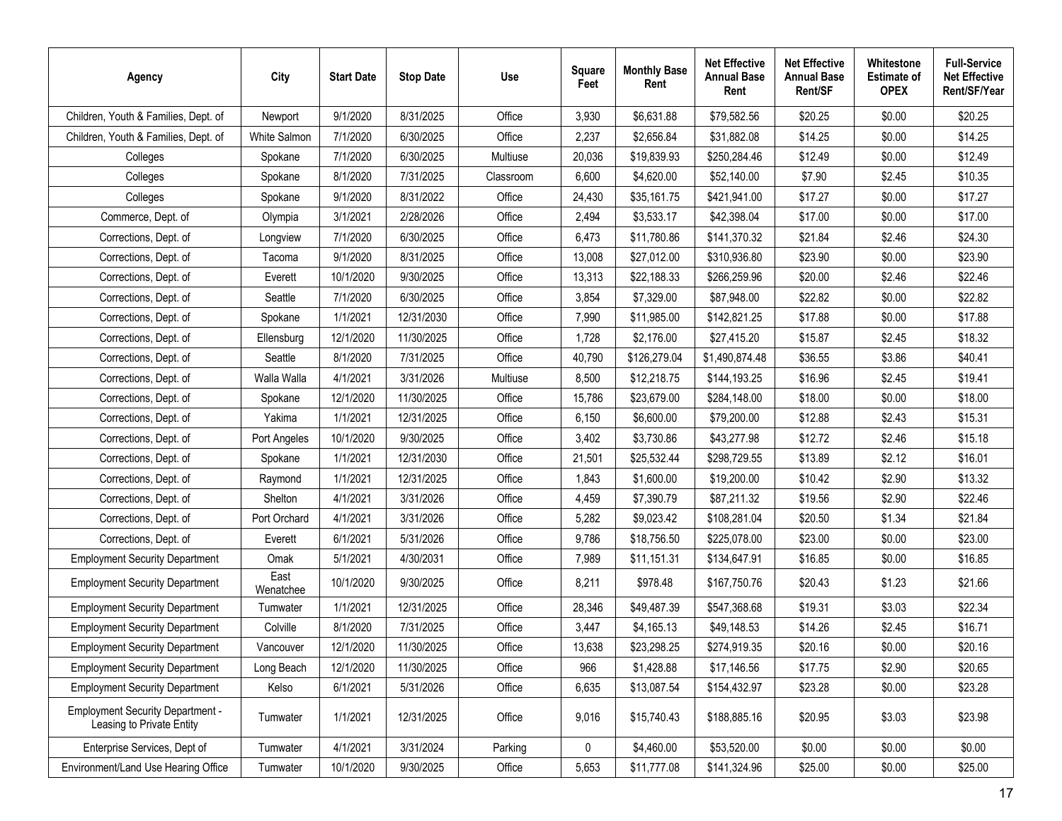| Agency | City | Start Date | Stop Date | Use | Square Feet | Monthly Base Rent | Net Effective Annual Base Rent | Net Effective Annual Base Rent/SF | Whitestone Estimate of OPEX | Full-Service Net Effective Rent/SF/Year |
|---|---|---|---|---|---|---|---|---|---|---|
| Children, Youth & Families, Dept. of | Newport | 9/1/2020 | 8/31/2025 | Office | 3,930 | $6,631.88 | $79,582.56 | $20.25 | $0.00 | $20.25 |
| Children, Youth & Families, Dept. of | White Salmon | 7/1/2020 | 6/30/2025 | Office | 2,237 | $2,656.84 | $31,882.08 | $14.25 | $0.00 | $14.25 |
| Colleges | Spokane | 7/1/2020 | 6/30/2025 | Multiuse | 20,036 | $19,839.93 | $250,284.46 | $12.49 | $0.00 | $12.49 |
| Colleges | Spokane | 8/1/2020 | 7/31/2025 | Classroom | 6,600 | $4,620.00 | $52,140.00 | $7.90 | $2.45 | $10.35 |
| Colleges | Spokane | 9/1/2020 | 8/31/2022 | Office | 24,430 | $35,161.75 | $421,941.00 | $17.27 | $0.00 | $17.27 |
| Commerce, Dept. of | Olympia | 3/1/2021 | 2/28/2026 | Office | 2,494 | $3,533.17 | $42,398.04 | $17.00 | $0.00 | $17.00 |
| Corrections, Dept. of | Longview | 7/1/2020 | 6/30/2025 | Office | 6,473 | $11,780.86 | $141,370.32 | $21.84 | $2.46 | $24.30 |
| Corrections, Dept. of | Tacoma | 9/1/2020 | 8/31/2025 | Office | 13,008 | $27,012.00 | $310,936.80 | $23.90 | $0.00 | $23.90 |
| Corrections, Dept. of | Everett | 10/1/2020 | 9/30/2025 | Office | 13,313 | $22,188.33 | $266,259.96 | $20.00 | $2.46 | $22.46 |
| Corrections, Dept. of | Seattle | 7/1/2020 | 6/30/2025 | Office | 3,854 | $7,329.00 | $87,948.00 | $22.82 | $0.00 | $22.82 |
| Corrections, Dept. of | Spokane | 1/1/2021 | 12/31/2030 | Office | 7,990 | $11,985.00 | $142,821.25 | $17.88 | $0.00 | $17.88 |
| Corrections, Dept. of | Ellensburg | 12/1/2020 | 11/30/2025 | Office | 1,728 | $2,176.00 | $27,415.20 | $15.87 | $2.45 | $18.32 |
| Corrections, Dept. of | Seattle | 8/1/2020 | 7/31/2025 | Office | 40,790 | $126,279.04 | $1,490,874.48 | $36.55 | $3.86 | $40.41 |
| Corrections, Dept. of | Walla Walla | 4/1/2021 | 3/31/2026 | Multiuse | 8,500 | $12,218.75 | $144,193.25 | $16.96 | $2.45 | $19.41 |
| Corrections, Dept. of | Spokane | 12/1/2020 | 11/30/2025 | Office | 15,786 | $23,679.00 | $284,148.00 | $18.00 | $0.00 | $18.00 |
| Corrections, Dept. of | Yakima | 1/1/2021 | 12/31/2025 | Office | 6,150 | $6,600.00 | $79,200.00 | $12.88 | $2.43 | $15.31 |
| Corrections, Dept. of | Port Angeles | 10/1/2020 | 9/30/2025 | Office | 3,402 | $3,730.86 | $43,277.98 | $12.72 | $2.46 | $15.18 |
| Corrections, Dept. of | Spokane | 1/1/2021 | 12/31/2030 | Office | 21,501 | $25,532.44 | $298,729.55 | $13.89 | $2.12 | $16.01 |
| Corrections, Dept. of | Raymond | 1/1/2021 | 12/31/2025 | Office | 1,843 | $1,600.00 | $19,200.00 | $10.42 | $2.90 | $13.32 |
| Corrections, Dept. of | Shelton | 4/1/2021 | 3/31/2026 | Office | 4,459 | $7,390.79 | $87,211.32 | $19.56 | $2.90 | $22.46 |
| Corrections, Dept. of | Port Orchard | 4/1/2021 | 3/31/2026 | Office | 5,282 | $9,023.42 | $108,281.04 | $20.50 | $1.34 | $21.84 |
| Corrections, Dept. of | Everett | 6/1/2021 | 5/31/2026 | Office | 9,786 | $18,756.50 | $225,078.00 | $23.00 | $0.00 | $23.00 |
| Employment Security Department | Omak | 5/1/2021 | 4/30/2031 | Office | 7,989 | $11,151.31 | $134,647.91 | $16.85 | $0.00 | $16.85 |
| Employment Security Department | East Wenatchee | 10/1/2020 | 9/30/2025 | Office | 8,211 | $978.48 | $167,750.76 | $20.43 | $1.23 | $21.66 |
| Employment Security Department | Tumwater | 1/1/2021 | 12/31/2025 | Office | 28,346 | $49,487.39 | $547,368.68 | $19.31 | $3.03 | $22.34 |
| Employment Security Department | Colville | 8/1/2020 | 7/31/2025 | Office | 3,447 | $4,165.13 | $49,148.53 | $14.26 | $2.45 | $16.71 |
| Employment Security Department | Vancouver | 12/1/2020 | 11/30/2025 | Office | 13,638 | $23,298.25 | $274,919.35 | $20.16 | $0.00 | $20.16 |
| Employment Security Department | Long Beach | 12/1/2020 | 11/30/2025 | Office | 966 | $1,428.88 | $17,146.56 | $17.75 | $2.90 | $20.65 |
| Employment Security Department | Kelso | 6/1/2021 | 5/31/2026 | Office | 6,635 | $13,087.54 | $154,432.97 | $23.28 | $0.00 | $23.28 |
| Employment Security Department - Leasing to Private Entity | Tumwater | 1/1/2021 | 12/31/2025 | Office | 9,016 | $15,740.43 | $188,885.16 | $20.95 | $3.03 | $23.98 |
| Enterprise Services, Dept of | Tumwater | 4/1/2021 | 3/31/2024 | Parking | 0 | $4,460.00 | $53,520.00 | $0.00 | $0.00 | $0.00 |
| Environment/Land Use Hearing Office | Tumwater | 10/1/2020 | 9/30/2025 | Office | 5,653 | $11,777.08 | $141,324.96 | $25.00 | $0.00 | $25.00 |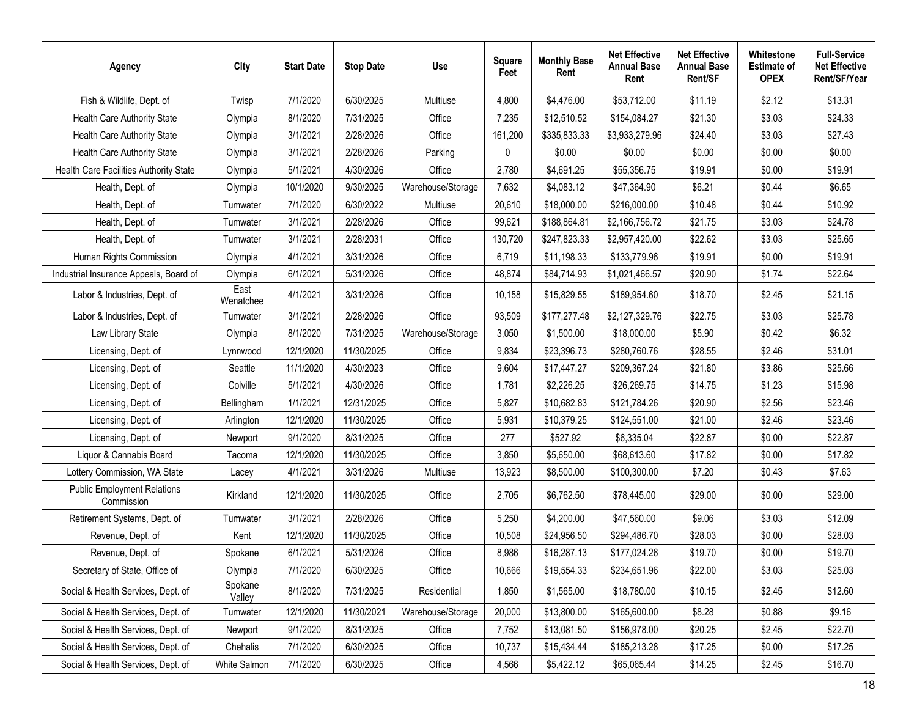| Agency | City | Start Date | Stop Date | Use | Square Feet | Monthly Base Rent | Net Effective Annual Base Rent | Net Effective Annual Base Rent/SF | Whitestone Estimate of OPEX | Full-Service Net Effective Rent/SF/Year |
|---|---|---|---|---|---|---|---|---|---|---|
| Fish & Wildlife, Dept. of | Twisp | 7/1/2020 | 6/30/2025 | Multiuse | 4,800 | $4,476.00 | $53,712.00 | $11.19 | $2.12 | $13.31 |
| Health Care Authority State | Olympia | 8/1/2020 | 7/31/2025 | Office | 7,235 | $12,510.52 | $154,084.27 | $21.30 | $3.03 | $24.33 |
| Health Care Authority State | Olympia | 3/1/2021 | 2/28/2026 | Office | 161,200 | $335,833.33 | $3,933,279.96 | $24.40 | $3.03 | $27.43 |
| Health Care Authority State | Olympia | 3/1/2021 | 2/28/2026 | Parking | 0 | $0.00 | $0.00 | $0.00 | $0.00 | $0.00 |
| Health Care Facilities Authority State | Olympia | 5/1/2021 | 4/30/2026 | Office | 2,780 | $4,691.25 | $55,356.75 | $19.91 | $0.00 | $19.91 |
| Health, Dept. of | Olympia | 10/1/2020 | 9/30/2025 | Warehouse/Storage | 7,632 | $4,083.12 | $47,364.90 | $6.21 | $0.44 | $6.65 |
| Health, Dept. of | Tumwater | 7/1/2020 | 6/30/2022 | Multiuse | 20,610 | $18,000.00 | $216,000.00 | $10.48 | $0.44 | $10.92 |
| Health, Dept. of | Tumwater | 3/1/2021 | 2/28/2026 | Office | 99,621 | $188,864.81 | $2,166,756.72 | $21.75 | $3.03 | $24.78 |
| Health, Dept. of | Tumwater | 3/1/2021 | 2/28/2031 | Office | 130,720 | $247,823.33 | $2,957,420.00 | $22.62 | $3.03 | $25.65 |
| Human Rights Commission | Olympia | 4/1/2021 | 3/31/2026 | Office | 6,719 | $11,198.33 | $133,779.96 | $19.91 | $0.00 | $19.91 |
| Industrial Insurance Appeals, Board of | Olympia | 6/1/2021 | 5/31/2026 | Office | 48,874 | $84,714.93 | $1,021,466.57 | $20.90 | $1.74 | $22.64 |
| Labor & Industries, Dept. of | East Wenatchee | 4/1/2021 | 3/31/2026 | Office | 10,158 | $15,829.55 | $189,954.60 | $18.70 | $2.45 | $21.15 |
| Labor & Industries, Dept. of | Tumwater | 3/1/2021 | 2/28/2026 | Office | 93,509 | $177,277.48 | $2,127,329.76 | $22.75 | $3.03 | $25.78 |
| Law Library State | Olympia | 8/1/2020 | 7/31/2025 | Warehouse/Storage | 3,050 | $1,500.00 | $18,000.00 | $5.90 | $0.42 | $6.32 |
| Licensing, Dept. of | Lynnwood | 12/1/2020 | 11/30/2025 | Office | 9,834 | $23,396.73 | $280,760.76 | $28.55 | $2.46 | $31.01 |
| Licensing, Dept. of | Seattle | 11/1/2020 | 4/30/2023 | Office | 9,604 | $17,447.27 | $209,367.24 | $21.80 | $3.86 | $25.66 |
| Licensing, Dept. of | Colville | 5/1/2021 | 4/30/2026 | Office | 1,781 | $2,226.25 | $26,269.75 | $14.75 | $1.23 | $15.98 |
| Licensing, Dept. of | Bellingham | 1/1/2021 | 12/31/2025 | Office | 5,827 | $10,682.83 | $121,784.26 | $20.90 | $2.56 | $23.46 |
| Licensing, Dept. of | Arlington | 12/1/2020 | 11/30/2025 | Office | 5,931 | $10,379.25 | $124,551.00 | $21.00 | $2.46 | $23.46 |
| Licensing, Dept. of | Newport | 9/1/2020 | 8/31/2025 | Office | 277 | $527.92 | $6,335.04 | $22.87 | $0.00 | $22.87 |
| Liquor & Cannabis Board | Tacoma | 12/1/2020 | 11/30/2025 | Office | 3,850 | $5,650.00 | $68,613.60 | $17.82 | $0.00 | $17.82 |
| Lottery Commission, WA State | Lacey | 4/1/2021 | 3/31/2026 | Multiuse | 13,923 | $8,500.00 | $100,300.00 | $7.20 | $0.43 | $7.63 |
| Public Employment Relations Commission | Kirkland | 12/1/2020 | 11/30/2025 | Office | 2,705 | $6,762.50 | $78,445.00 | $29.00 | $0.00 | $29.00 |
| Retirement Systems, Dept. of | Tumwater | 3/1/2021 | 2/28/2026 | Office | 5,250 | $4,200.00 | $47,560.00 | $9.06 | $3.03 | $12.09 |
| Revenue, Dept. of | Kent | 12/1/2020 | 11/30/2025 | Office | 10,508 | $24,956.50 | $294,486.70 | $28.03 | $0.00 | $28.03 |
| Revenue, Dept. of | Spokane | 6/1/2021 | 5/31/2026 | Office | 8,986 | $16,287.13 | $177,024.26 | $19.70 | $0.00 | $19.70 |
| Secretary of State, Office of | Olympia | 7/1/2020 | 6/30/2025 | Office | 10,666 | $19,554.33 | $234,651.96 | $22.00 | $3.03 | $25.03 |
| Social & Health Services, Dept. of | Spokane Valley | 8/1/2020 | 7/31/2025 | Residential | 1,850 | $1,565.00 | $18,780.00 | $10.15 | $2.45 | $12.60 |
| Social & Health Services, Dept. of | Tumwater | 12/1/2020 | 11/30/2021 | Warehouse/Storage | 20,000 | $13,800.00 | $165,600.00 | $8.28 | $0.88 | $9.16 |
| Social & Health Services, Dept. of | Newport | 9/1/2020 | 8/31/2025 | Office | 7,752 | $13,081.50 | $156,978.00 | $20.25 | $2.45 | $22.70 |
| Social & Health Services, Dept. of | Chehalis | 7/1/2020 | 6/30/2025 | Office | 10,737 | $15,434.44 | $185,213.28 | $17.25 | $0.00 | $17.25 |
| Social & Health Services, Dept. of | White Salmon | 7/1/2020 | 6/30/2025 | Office | 4,566 | $5,422.12 | $65,065.44 | $14.25 | $2.45 | $16.70 |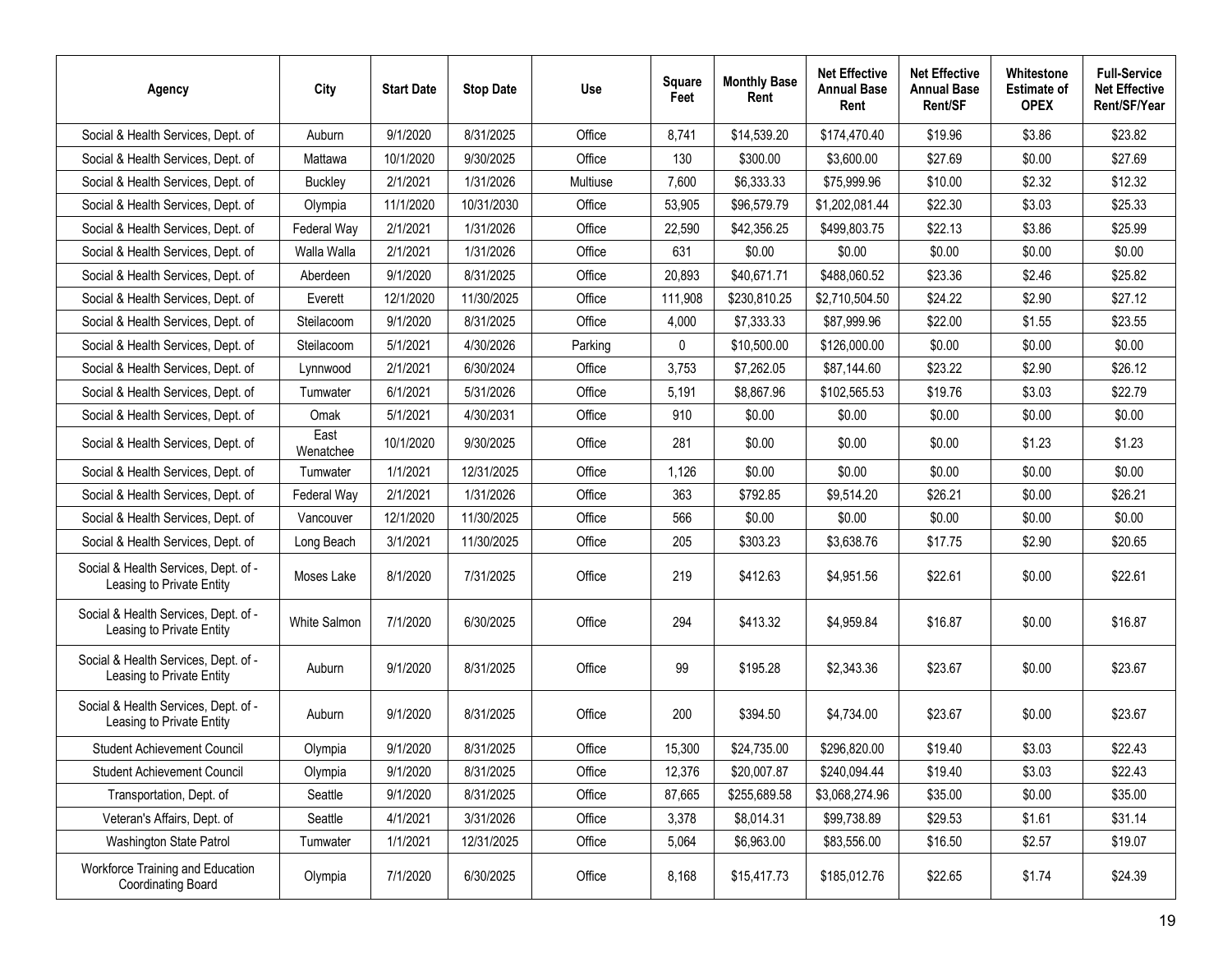| Agency | City | Start Date | Stop Date | Use | Square Feet | Monthly Base Rent | Net Effective Annual Base Rent | Net Effective Annual Base Rent/SF | Whitestone Estimate of OPEX | Full-Service Net Effective Rent/SF/Year |
|---|---|---|---|---|---|---|---|---|---|---|
| Social & Health Services, Dept. of | Auburn | 9/1/2020 | 8/31/2025 | Office | 8,741 | $14,539.20 | $174,470.40 | $19.96 | $3.86 | $23.82 |
| Social & Health Services, Dept. of | Mattawa | 10/1/2020 | 9/30/2025 | Office | 130 | $300.00 | $3,600.00 | $27.69 | $0.00 | $27.69 |
| Social & Health Services, Dept. of | Buckley | 2/1/2021 | 1/31/2026 | Multiuse | 7,600 | $6,333.33 | $75,999.96 | $10.00 | $2.32 | $12.32 |
| Social & Health Services, Dept. of | Olympia | 11/1/2020 | 10/31/2030 | Office | 53,905 | $96,579.79 | $1,202,081.44 | $22.30 | $3.03 | $25.33 |
| Social & Health Services, Dept. of | Federal Way | 2/1/2021 | 1/31/2026 | Office | 22,590 | $42,356.25 | $499,803.75 | $22.13 | $3.86 | $25.99 |
| Social & Health Services, Dept. of | Walla Walla | 2/1/2021 | 1/31/2026 | Office | 631 | $0.00 | $0.00 | $0.00 | $0.00 | $0.00 |
| Social & Health Services, Dept. of | Aberdeen | 9/1/2020 | 8/31/2025 | Office | 20,893 | $40,671.71 | $488,060.52 | $23.36 | $2.46 | $25.82 |
| Social & Health Services, Dept. of | Everett | 12/1/2020 | 11/30/2025 | Office | 111,908 | $230,810.25 | $2,710,504.50 | $24.22 | $2.90 | $27.12 |
| Social & Health Services, Dept. of | Steilacoom | 9/1/2020 | 8/31/2025 | Office | 4,000 | $7,333.33 | $87,999.96 | $22.00 | $1.55 | $23.55 |
| Social & Health Services, Dept. of | Steilacoom | 5/1/2021 | 4/30/2026 | Parking | 0 | $10,500.00 | $126,000.00 | $0.00 | $0.00 | $0.00 |
| Social & Health Services, Dept. of | Lynnwood | 2/1/2021 | 6/30/2024 | Office | 3,753 | $7,262.05 | $87,144.60 | $23.22 | $2.90 | $26.12 |
| Social & Health Services, Dept. of | Tumwater | 6/1/2021 | 5/31/2026 | Office | 5,191 | $8,867.96 | $102,565.53 | $19.76 | $3.03 | $22.79 |
| Social & Health Services, Dept. of | Omak | 5/1/2021 | 4/30/2031 | Office | 910 | $0.00 | $0.00 | $0.00 | $0.00 | $0.00 |
| Social & Health Services, Dept. of | East Wenatchee | 10/1/2020 | 9/30/2025 | Office | 281 | $0.00 | $0.00 | $0.00 | $1.23 | $1.23 |
| Social & Health Services, Dept. of | Tumwater | 1/1/2021 | 12/31/2025 | Office | 1,126 | $0.00 | $0.00 | $0.00 | $0.00 | $0.00 |
| Social & Health Services, Dept. of | Federal Way | 2/1/2021 | 1/31/2026 | Office | 363 | $792.85 | $9,514.20 | $26.21 | $0.00 | $26.21 |
| Social & Health Services, Dept. of | Vancouver | 12/1/2020 | 11/30/2025 | Office | 566 | $0.00 | $0.00 | $0.00 | $0.00 | $0.00 |
| Social & Health Services, Dept. of | Long Beach | 3/1/2021 | 11/30/2025 | Office | 205 | $303.23 | $3,638.76 | $17.75 | $2.90 | $20.65 |
| Social & Health Services, Dept. of - Leasing to Private Entity | Moses Lake | 8/1/2020 | 7/31/2025 | Office | 219 | $412.63 | $4,951.56 | $22.61 | $0.00 | $22.61 |
| Social & Health Services, Dept. of - Leasing to Private Entity | White Salmon | 7/1/2020 | 6/30/2025 | Office | 294 | $413.32 | $4,959.84 | $16.87 | $0.00 | $16.87 |
| Social & Health Services, Dept. of - Leasing to Private Entity | Auburn | 9/1/2020 | 8/31/2025 | Office | 99 | $195.28 | $2,343.36 | $23.67 | $0.00 | $23.67 |
| Social & Health Services, Dept. of - Leasing to Private Entity | Auburn | 9/1/2020 | 8/31/2025 | Office | 200 | $394.50 | $4,734.00 | $23.67 | $0.00 | $23.67 |
| Student Achievement Council | Olympia | 9/1/2020 | 8/31/2025 | Office | 15,300 | $24,735.00 | $296,820.00 | $19.40 | $3.03 | $22.43 |
| Student Achievement Council | Olympia | 9/1/2020 | 8/31/2025 | Office | 12,376 | $20,007.87 | $240,094.44 | $19.40 | $3.03 | $22.43 |
| Transportation, Dept. of | Seattle | 9/1/2020 | 8/31/2025 | Office | 87,665 | $255,689.58 | $3,068,274.96 | $35.00 | $0.00 | $35.00 |
| Veteran's Affairs, Dept. of | Seattle | 4/1/2021 | 3/31/2026 | Office | 3,378 | $8,014.31 | $99,738.89 | $29.53 | $1.61 | $31.14 |
| Washington State Patrol | Tumwater | 1/1/2021 | 12/31/2025 | Office | 5,064 | $6,963.00 | $83,556.00 | $16.50 | $2.57 | $19.07 |
| Workforce Training and Education Coordinating Board | Olympia | 7/1/2020 | 6/30/2025 | Office | 8,168 | $15,417.73 | $185,012.76 | $22.65 | $1.74 | $24.39 |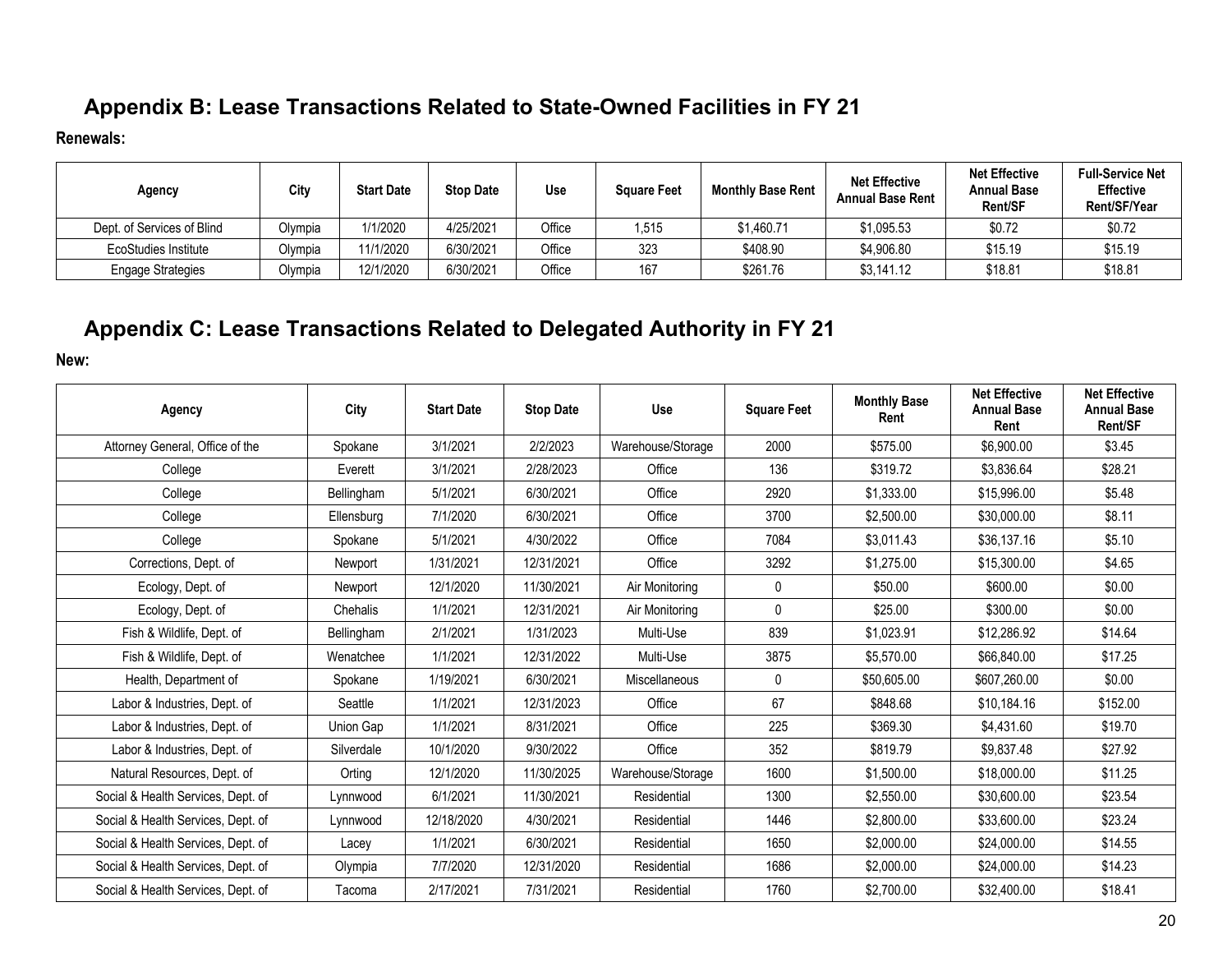## Appendix B: Lease Transactions Related to State-Owned Facilities in FY 21

**Renewals:**

| Agency | City | Start Date | Stop Date | Use | Square Feet | Monthly Base Rent | Net Effective Annual Base Rent | Net Effective Annual Base Rent/SF | Full-Service Net Effective Rent/SF/Year |
|---|---|---|---|---|---|---|---|---|---|
| Dept. of Services of Blind | Olympia | 1/1/2020 | 4/25/2021 | Office | 1,515 | $1,460.71 | $1,095.53 | $0.72 | $0.72 |
| EcoStudies Institute | Olympia | 11/1/2020 | 6/30/2021 | Office | 323 | $408.90 | $4,906.80 | $15.19 | $15.19 |
| Engage Strategies | Olympia | 12/1/2020 | 6/30/2021 | Office | 167 | $261.76 | $3,141.12 | $18.81 | $18.81 |

## Appendix C: Lease Transactions Related to Delegated Authority in FY 21

**New:**

| Agency | City | Start Date | Stop Date | Use | Square Feet | Monthly Base Rent | Net Effective Annual Base Rent | Net Effective Annual Base Rent/SF |
|---|---|---|---|---|---|---|---|---|
| Attorney General, Office of the | Spokane | 3/1/2021 | 2/2/2023 | Warehouse/Storage | 2000 | $575.00 | $6,900.00 | $3.45 |
| College | Everett | 3/1/2021 | 2/28/2023 | Office | 136 | $319.72 | $3,836.64 | $28.21 |
| College | Bellingham | 5/1/2021 | 6/30/2021 | Office | 2920 | $1,333.00 | $15,996.00 | $5.48 |
| College | Ellensburg | 7/1/2020 | 6/30/2021 | Office | 3700 | $2,500.00 | $30,000.00 | $8.11 |
| College | Spokane | 5/1/2021 | 4/30/2022 | Office | 7084 | $3,011.43 | $36,137.16 | $5.10 |
| Corrections, Dept. of | Newport | 1/31/2021 | 12/31/2021 | Office | 3292 | $1,275.00 | $15,300.00 | $4.65 |
| Ecology, Dept. of | Newport | 12/1/2020 | 11/30/2021 | Air Monitoring | 0 | $50.00 | $600.00 | $0.00 |
| Ecology, Dept. of | Chehalis | 1/1/2021 | 12/31/2021 | Air Monitoring | 0 | $25.00 | $300.00 | $0.00 |
| Fish & Wildlife, Dept. of | Bellingham | 2/1/2021 | 1/31/2023 | Multi-Use | 839 | $1,023.91 | $12,286.92 | $14.64 |
| Fish & Wildlife, Dept. of | Wenatchee | 1/1/2021 | 12/31/2022 | Multi-Use | 3875 | $5,570.00 | $66,840.00 | $17.25 |
| Health, Department of | Spokane | 1/19/2021 | 6/30/2021 | Miscellaneous | 0 | $50,605.00 | $607,260.00 | $0.00 |
| Labor & Industries, Dept. of | Seattle | 1/1/2021 | 12/31/2023 | Office | 67 | $848.68 | $10,184.16 | $152.00 |
| Labor & Industries, Dept. of | Union Gap | 1/1/2021 | 8/31/2021 | Office | 225 | $369.30 | $4,431.60 | $19.70 |
| Labor & Industries, Dept. of | Silverdale | 10/1/2020 | 9/30/2022 | Office | 352 | $819.79 | $9,837.48 | $27.92 |
| Natural Resources, Dept. of | Orting | 12/1/2020 | 11/30/2025 | Warehouse/Storage | 1600 | $1,500.00 | $18,000.00 | $11.25 |
| Social & Health Services, Dept. of | Lynnwood | 6/1/2021 | 11/30/2021 | Residential | 1300 | $2,550.00 | $30,600.00 | $23.54 |
| Social & Health Services, Dept. of | Lynnwood | 12/18/2020 | 4/30/2021 | Residential | 1446 | $2,800.00 | $33,600.00 | $23.24 |
| Social & Health Services, Dept. of | Lacey | 1/1/2021 | 6/30/2021 | Residential | 1650 | $2,000.00 | $24,000.00 | $14.55 |
| Social & Health Services, Dept. of | Olympia | 7/7/2020 | 12/31/2020 | Residential | 1686 | $2,000.00 | $24,000.00 | $14.23 |
| Social & Health Services, Dept. of | Tacoma | 2/17/2021 | 7/31/2021 | Residential | 1760 | $2,700.00 | $32,400.00 | $18.41 |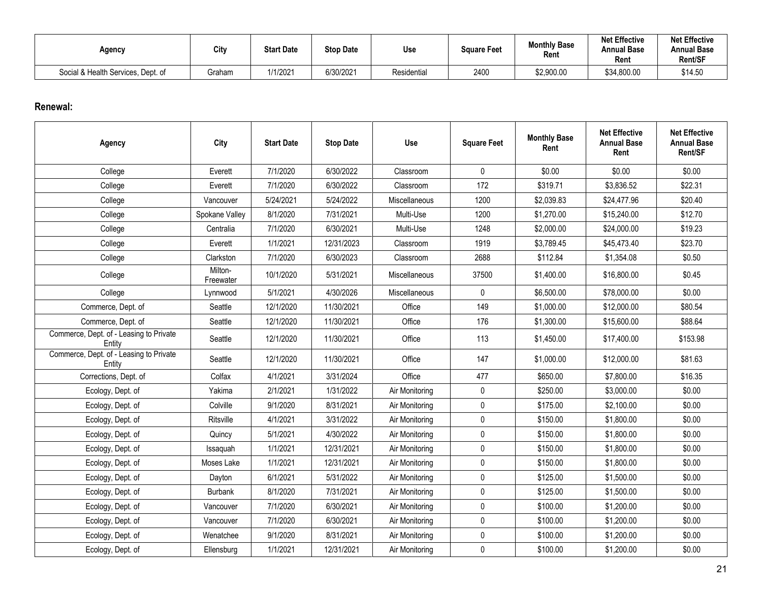| Agency | City | Start Date | Stop Date | Use | Square Feet | Monthly Base Rent | Net Effective Annual Base Rent | Net Effective Annual Base Rent/SF |
|---|---|---|---|---|---|---|---|---|
| Social & Health Services, Dept. of | Graham | 1/1/2021 | 6/30/2021 | Residential | 2400 | $2,900.00 | $34,800.00 | $14.50 |

**Renewal:**

| Agency | City | Start Date | Stop Date | Use | Square Feet | Monthly Base Rent | Net Effective Annual Base Rent | Net Effective Annual Base Rent/SF |
|---|---|---|---|---|---|---|---|---|
| College | Everett | 7/1/2020 | 6/30/2022 | Classroom | 0 | $0.00 | $0.00 | $0.00 |
| College | Everett | 7/1/2020 | 6/30/2022 | Classroom | 172 | $319.71 | $3,836.52 | $22.31 |
| College | Vancouver | 5/24/2021 | 5/24/2022 | Miscellaneous | 1200 | $2,039.83 | $24,477.96 | $20.40 |
| College | Spokane Valley | 8/1/2020 | 7/31/2021 | Multi-Use | 1200 | $1,270.00 | $15,240.00 | $12.70 |
| College | Centralia | 7/1/2020 | 6/30/2021 | Multi-Use | 1248 | $2,000.00 | $24,000.00 | $19.23 |
| College | Everett | 1/1/2021 | 12/31/2023 | Classroom | 1919 | $3,789.45 | $45,473.40 | $23.70 |
| College | Clarkston | 7/1/2020 | 6/30/2023 | Classroom | 2688 | $112.84 | $1,354.08 | $0.50 |
| College | Milton-Freewater | 10/1/2020 | 5/31/2021 | Miscellaneous | 37500 | $1,400.00 | $16,800.00 | $0.45 |
| College | Lynnwood | 5/1/2021 | 4/30/2026 | Miscellaneous | 0 | $6,500.00 | $78,000.00 | $0.00 |
| Commerce, Dept. of | Seattle | 12/1/2020 | 11/30/2021 | Office | 149 | $1,000.00 | $12,000.00 | $80.54 |
| Commerce, Dept. of | Seattle | 12/1/2020 | 11/30/2021 | Office | 176 | $1,300.00 | $15,600.00 | $88.64 |
| Commerce, Dept. of - Leasing to Private Entity | Seattle | 12/1/2020 | 11/30/2021 | Office | 113 | $1,450.00 | $17,400.00 | $153.98 |
| Commerce, Dept. of - Leasing to Private Entity | Seattle | 12/1/2020 | 11/30/2021 | Office | 147 | $1,000.00 | $12,000.00 | $81.63 |
| Corrections, Dept. of | Colfax | 4/1/2021 | 3/31/2024 | Office | 477 | $650.00 | $7,800.00 | $16.35 |
| Ecology, Dept. of | Yakima | 2/1/2021 | 1/31/2022 | Air Monitoring | 0 | $250.00 | $3,000.00 | $0.00 |
| Ecology, Dept. of | Colville | 9/1/2020 | 8/31/2021 | Air Monitoring | 0 | $175.00 | $2,100.00 | $0.00 |
| Ecology, Dept. of | Ritsville | 4/1/2021 | 3/31/2022 | Air Monitoring | 0 | $150.00 | $1,800.00 | $0.00 |
| Ecology, Dept. of | Quincy | 5/1/2021 | 4/30/2022 | Air Monitoring | 0 | $150.00 | $1,800.00 | $0.00 |
| Ecology, Dept. of | Issaquah | 1/1/2021 | 12/31/2021 | Air Monitoring | 0 | $150.00 | $1,800.00 | $0.00 |
| Ecology, Dept. of | Moses Lake | 1/1/2021 | 12/31/2021 | Air Monitoring | 0 | $150.00 | $1,800.00 | $0.00 |
| Ecology, Dept. of | Dayton | 6/1/2021 | 5/31/2022 | Air Monitoring | 0 | $125.00 | $1,500.00 | $0.00 |
| Ecology, Dept. of | Burbank | 8/1/2020 | 7/31/2021 | Air Monitoring | 0 | $125.00 | $1,500.00 | $0.00 |
| Ecology, Dept. of | Vancouver | 7/1/2020 | 6/30/2021 | Air Monitoring | 0 | $100.00 | $1,200.00 | $0.00 |
| Ecology, Dept. of | Vancouver | 7/1/2020 | 6/30/2021 | Air Monitoring | 0 | $100.00 | $1,200.00 | $0.00 |
| Ecology, Dept. of | Wenatchee | 9/1/2020 | 8/31/2021 | Air Monitoring | 0 | $100.00 | $1,200.00 | $0.00 |
| Ecology, Dept. of | Ellensburg | 1/1/2021 | 12/31/2021 | Air Monitoring | 0 | $100.00 | $1,200.00 | $0.00 |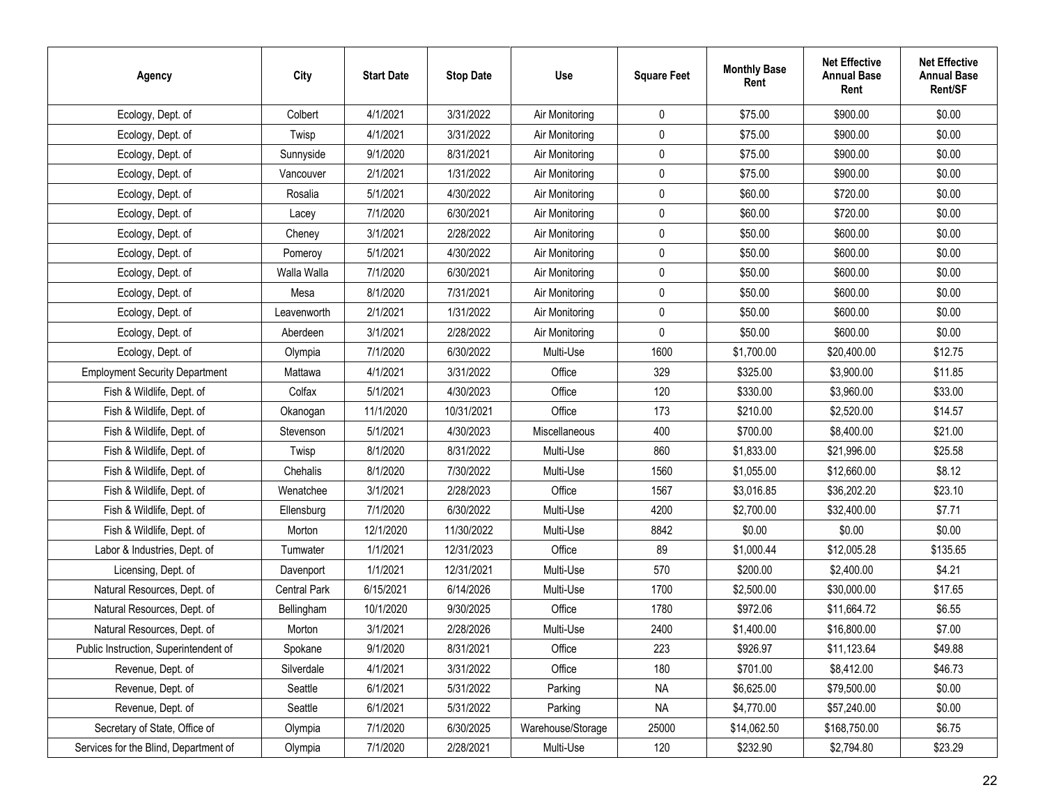| Agency | City | Start Date | Stop Date | Use | Square Feet | Monthly Base Rent | Net Effective Annual Base Rent | Net Effective Annual Base Rent/SF |
|---|---|---|---|---|---|---|---|---|
| Ecology, Dept. of | Colbert | 4/1/2021 | 3/31/2022 | Air Monitoring | 0 | $75.00 | $900.00 | $0.00 |
| Ecology, Dept. of | Twisp | 4/1/2021 | 3/31/2022 | Air Monitoring | 0 | $75.00 | $900.00 | $0.00 |
| Ecology, Dept. of | Sunnyside | 9/1/2020 | 8/31/2021 | Air Monitoring | 0 | $75.00 | $900.00 | $0.00 |
| Ecology, Dept. of | Vancouver | 2/1/2021 | 1/31/2022 | Air Monitoring | 0 | $75.00 | $900.00 | $0.00 |
| Ecology, Dept. of | Rosalia | 5/1/2021 | 4/30/2022 | Air Monitoring | 0 | $60.00 | $720.00 | $0.00 |
| Ecology, Dept. of | Lacey | 7/1/2020 | 6/30/2021 | Air Monitoring | 0 | $60.00 | $720.00 | $0.00 |
| Ecology, Dept. of | Cheney | 3/1/2021 | 2/28/2022 | Air Monitoring | 0 | $50.00 | $600.00 | $0.00 |
| Ecology, Dept. of | Pomeroy | 5/1/2021 | 4/30/2022 | Air Monitoring | 0 | $50.00 | $600.00 | $0.00 |
| Ecology, Dept. of | Walla Walla | 7/1/2020 | 6/30/2021 | Air Monitoring | 0 | $50.00 | $600.00 | $0.00 |
| Ecology, Dept. of | Mesa | 8/1/2020 | 7/31/2021 | Air Monitoring | 0 | $50.00 | $600.00 | $0.00 |
| Ecology, Dept. of | Leavenworth | 2/1/2021 | 1/31/2022 | Air Monitoring | 0 | $50.00 | $600.00 | $0.00 |
| Ecology, Dept. of | Aberdeen | 3/1/2021 | 2/28/2022 | Air Monitoring | 0 | $50.00 | $600.00 | $0.00 |
| Ecology, Dept. of | Olympia | 7/1/2020 | 6/30/2022 | Multi-Use | 1600 | $1,700.00 | $20,400.00 | $12.75 |
| Employment Security Department | Mattawa | 4/1/2021 | 3/31/2022 | Office | 329 | $325.00 | $3,900.00 | $11.85 |
| Fish & Wildlife, Dept. of | Colfax | 5/1/2021 | 4/30/2023 | Office | 120 | $330.00 | $3,960.00 | $33.00 |
| Fish & Wildlife, Dept. of | Okanogan | 11/1/2020 | 10/31/2021 | Office | 173 | $210.00 | $2,520.00 | $14.57 |
| Fish & Wildlife, Dept. of | Stevenson | 5/1/2021 | 4/30/2023 | Miscellaneous | 400 | $700.00 | $8,400.00 | $21.00 |
| Fish & Wildlife, Dept. of | Twisp | 8/1/2020 | 8/31/2022 | Multi-Use | 860 | $1,833.00 | $21,996.00 | $25.58 |
| Fish & Wildlife, Dept. of | Chehalis | 8/1/2020 | 7/30/2022 | Multi-Use | 1560 | $1,055.00 | $12,660.00 | $8.12 |
| Fish & Wildlife, Dept. of | Wenatchee | 3/1/2021 | 2/28/2023 | Office | 1567 | $3,016.85 | $36,202.20 | $23.10 |
| Fish & Wildlife, Dept. of | Ellensburg | 7/1/2020 | 6/30/2022 | Multi-Use | 4200 | $2,700.00 | $32,400.00 | $7.71 |
| Fish & Wildlife, Dept. of | Morton | 12/1/2020 | 11/30/2022 | Multi-Use | 8842 | $0.00 | $0.00 | $0.00 |
| Labor & Industries, Dept. of | Tumwater | 1/1/2021 | 12/31/2023 | Office | 89 | $1,000.44 | $12,005.28 | $135.65 |
| Licensing, Dept. of | Davenport | 1/1/2021 | 12/31/2021 | Multi-Use | 570 | $200.00 | $2,400.00 | $4.21 |
| Natural Resources, Dept. of | Central Park | 6/15/2021 | 6/14/2026 | Multi-Use | 1700 | $2,500.00 | $30,000.00 | $17.65 |
| Natural Resources, Dept. of | Bellingham | 10/1/2020 | 9/30/2025 | Office | 1780 | $972.06 | $11,664.72 | $6.55 |
| Natural Resources, Dept. of | Morton | 3/1/2021 | 2/28/2026 | Multi-Use | 2400 | $1,400.00 | $16,800.00 | $7.00 |
| Public Instruction, Superintendent of | Spokane | 9/1/2020 | 8/31/2021 | Office | 223 | $926.97 | $11,123.64 | $49.88 |
| Revenue, Dept. of | Silverdale | 4/1/2021 | 3/31/2022 | Office | 180 | $701.00 | $8,412.00 | $46.73 |
| Revenue, Dept. of | Seattle | 6/1/2021 | 5/31/2022 | Parking | NA | $6,625.00 | $79,500.00 | $0.00 |
| Revenue, Dept. of | Seattle | 6/1/2021 | 5/31/2022 | Parking | NA | $4,770.00 | $57,240.00 | $0.00 |
| Secretary of State, Office of | Olympia | 7/1/2020 | 6/30/2025 | Warehouse/Storage | 25000 | $14,062.50 | $168,750.00 | $6.75 |
| Services for the Blind, Department of | Olympia | 7/1/2020 | 2/28/2021 | Multi-Use | 120 | $232.90 | $2,794.80 | $23.29 |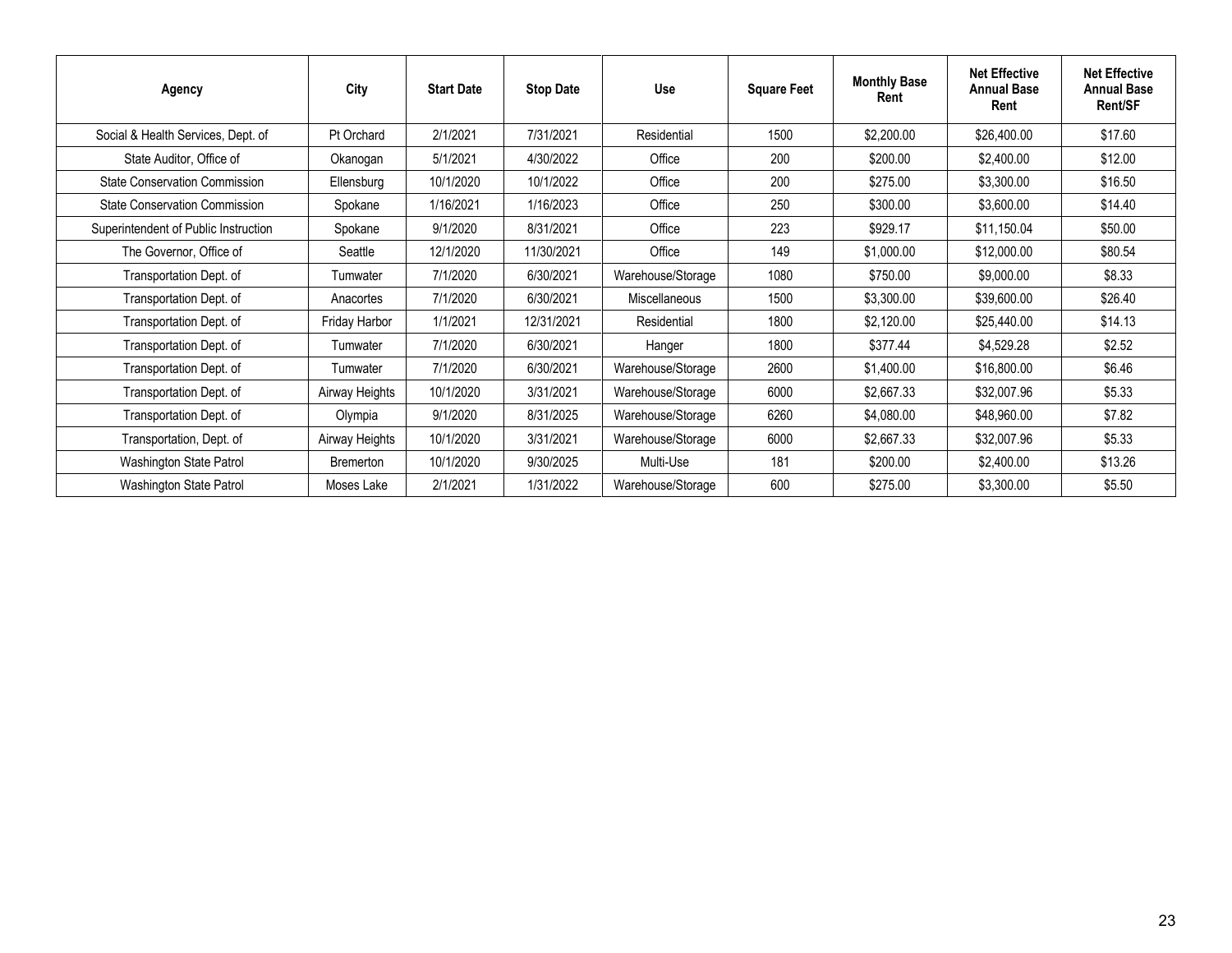| Agency | City | Start Date | Stop Date | Use | Square Feet | Monthly Base Rent | Net Effective Annual Base Rent | Net Effective Annual Base Rent/SF |
|---|---|---|---|---|---|---|---|---|
| Social & Health Services, Dept. of | Pt Orchard | 2/1/2021 | 7/31/2021 | Residential | 1500 | $2,200.00 | $26,400.00 | $17.60 |
| State Auditor, Office of | Okanogan | 5/1/2021 | 4/30/2022 | Office | 200 | $200.00 | $2,400.00 | $12.00 |
| State Conservation Commission | Ellensburg | 10/1/2020 | 10/1/2022 | Office | 200 | $275.00 | $3,300.00 | $16.50 |
| State Conservation Commission | Spokane | 1/16/2021 | 1/16/2023 | Office | 250 | $300.00 | $3,600.00 | $14.40 |
| Superintendent of Public Instruction | Spokane | 9/1/2020 | 8/31/2021 | Office | 223 | $929.17 | $11,150.04 | $50.00 |
| The Governor, Office of | Seattle | 12/1/2020 | 11/30/2021 | Office | 149 | $1,000.00 | $12,000.00 | $80.54 |
| Transportation Dept. of | Tumwater | 7/1/2020 | 6/30/2021 | Warehouse/Storage | 1080 | $750.00 | $9,000.00 | $8.33 |
| Transportation Dept. of | Anacortes | 7/1/2020 | 6/30/2021 | Miscellaneous | 1500 | $3,300.00 | $39,600.00 | $26.40 |
| Transportation Dept. of | Friday Harbor | 1/1/2021 | 12/31/2021 | Residential | 1800 | $2,120.00 | $25,440.00 | $14.13 |
| Transportation Dept. of | Tumwater | 7/1/2020 | 6/30/2021 | Hanger | 1800 | $377.44 | $4,529.28 | $2.52 |
| Transportation Dept. of | Tumwater | 7/1/2020 | 6/30/2021 | Warehouse/Storage | 2600 | $1,400.00 | $16,800.00 | $6.46 |
| Transportation Dept. of | Airway Heights | 10/1/2020 | 3/31/2021 | Warehouse/Storage | 6000 | $2,667.33 | $32,007.96 | $5.33 |
| Transportation Dept. of | Olympia | 9/1/2020 | 8/31/2025 | Warehouse/Storage | 6260 | $4,080.00 | $48,960.00 | $7.82 |
| Transportation, Dept. of | Airway Heights | 10/1/2020 | 3/31/2021 | Warehouse/Storage | 6000 | $2,667.33 | $32,007.96 | $5.33 |
| Washington State Patrol | Bremerton | 10/1/2020 | 9/30/2025 | Multi-Use | 181 | $200.00 | $2,400.00 | $13.26 |
| Washington State Patrol | Moses Lake | 2/1/2021 | 1/31/2022 | Warehouse/Storage | 600 | $275.00 | $3,300.00 | $5.50 |